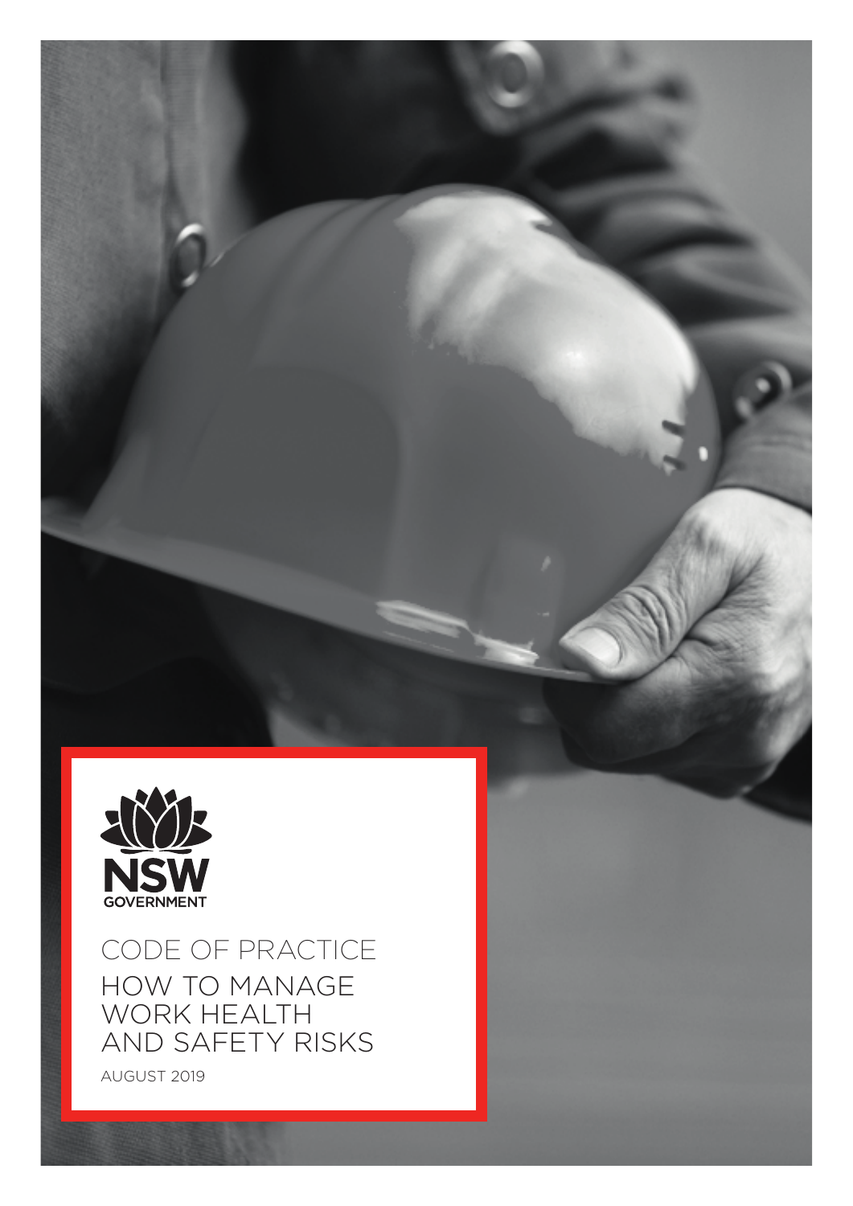NSW GOVERNMENT

# CODE OF PRACTICE

# HOW TO MANAGE WORK HEALTH AND SAFETY RISKS

AUGUST 2019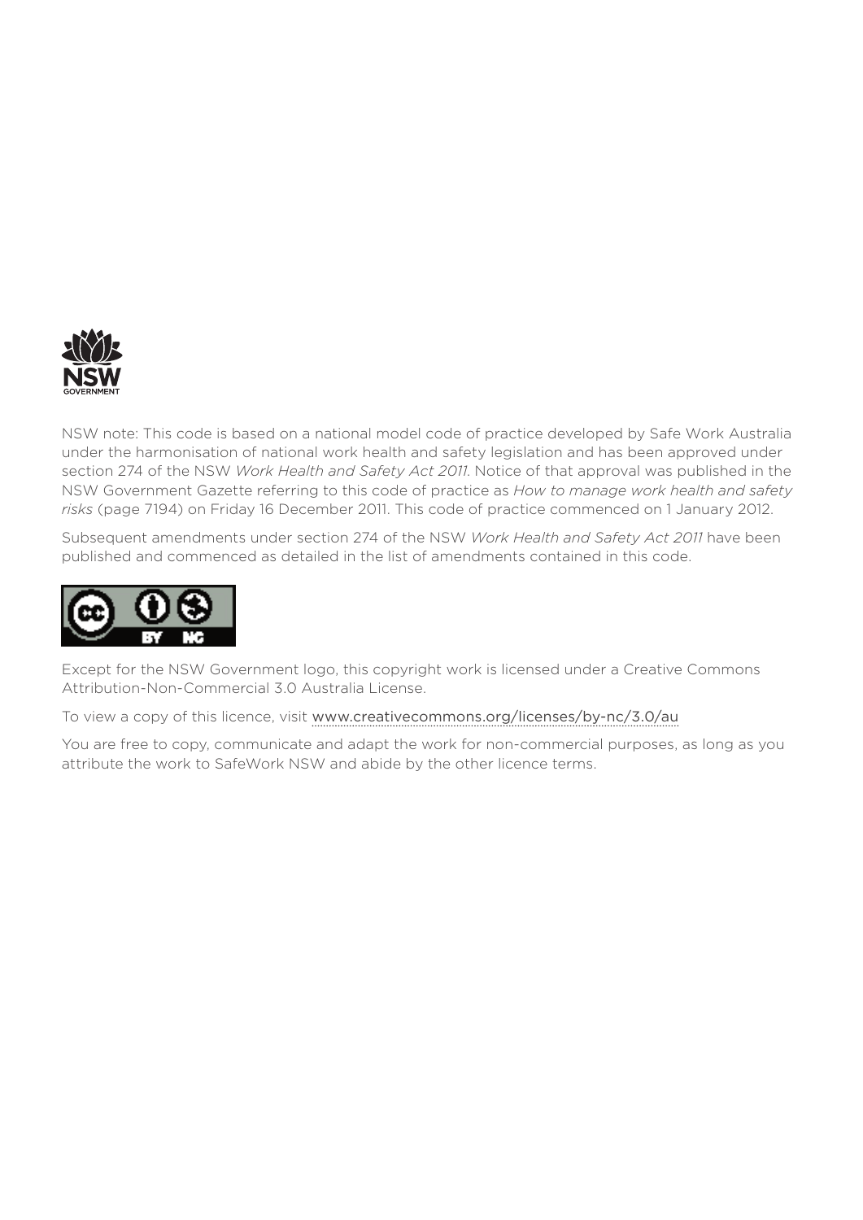NSW note: This code is based on a national model code of practice developed by Safe Work Australia under the harmonisation of national work health and safety legislation and has been approved under section 274 of the NSW *Work Health and Safety Act 2011*. Notice of that approval was published in the NSW Government Gazette referring to this code of practice as *How to manage work health and safety risks* (page 7194) on Friday 16 December 2011. This code of practice commenced on 1 January 2012.

Subsequent amendments under section 274 of the NSW *Work Health and Safety Act 2011* have been published and commenced as detailed in the list of amendments contained in this code.

Except for the NSW Government logo, this copyright work is licensed under a Creative Commons Attribution-Non-Commercial 3.0 Australia License.

To view a copy of this licence, visit www.creativecommons.org/licenses/by-nc/3.0/au

You are free to copy, communicate and adapt the work for non-commercial purposes, as long as you attribute the work to SafeWork NSW and abide by the other licence terms.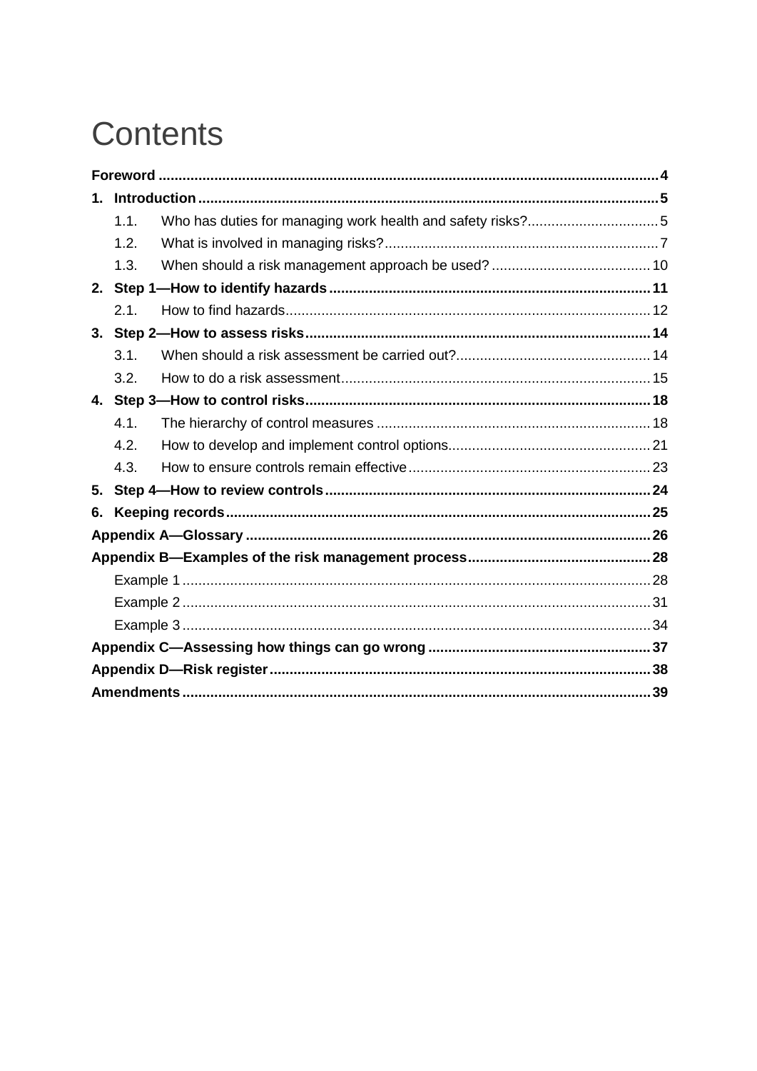# Contents

**Foreword** 4

**1. Introduction** 5

- 1.1. Who has duties for managing work health and safety risks? 5
- 1.2. What is involved in managing risks? 7
- 1.3. When should a risk management approach be used? 10

**2. Step 1—How to identify hazards** 11

- 2.1. How to find hazards 12

**3. Step 2—How to assess risks** 14

- 3.1. When should a risk assessment be carried out? 14
- 3.2. How to do a risk assessment 15

**4. Step 3—How to control risks** 18

- 4.1. The hierarchy of control measures 18
- 4.2. How to develop and implement control options 21
- 4.3. How to ensure controls remain effective 23

**5. Step 4—How to review controls** 24

**6. Keeping records** 25

**Appendix A—Glossary** 26

**Appendix B—Examples of the risk management process** 28

- Example 1 28
- Example 2 31
- Example 3 34

**Appendix C—Assessing how things can go wrong** 37

**Appendix D—Risk register** 38

**Amendments** 39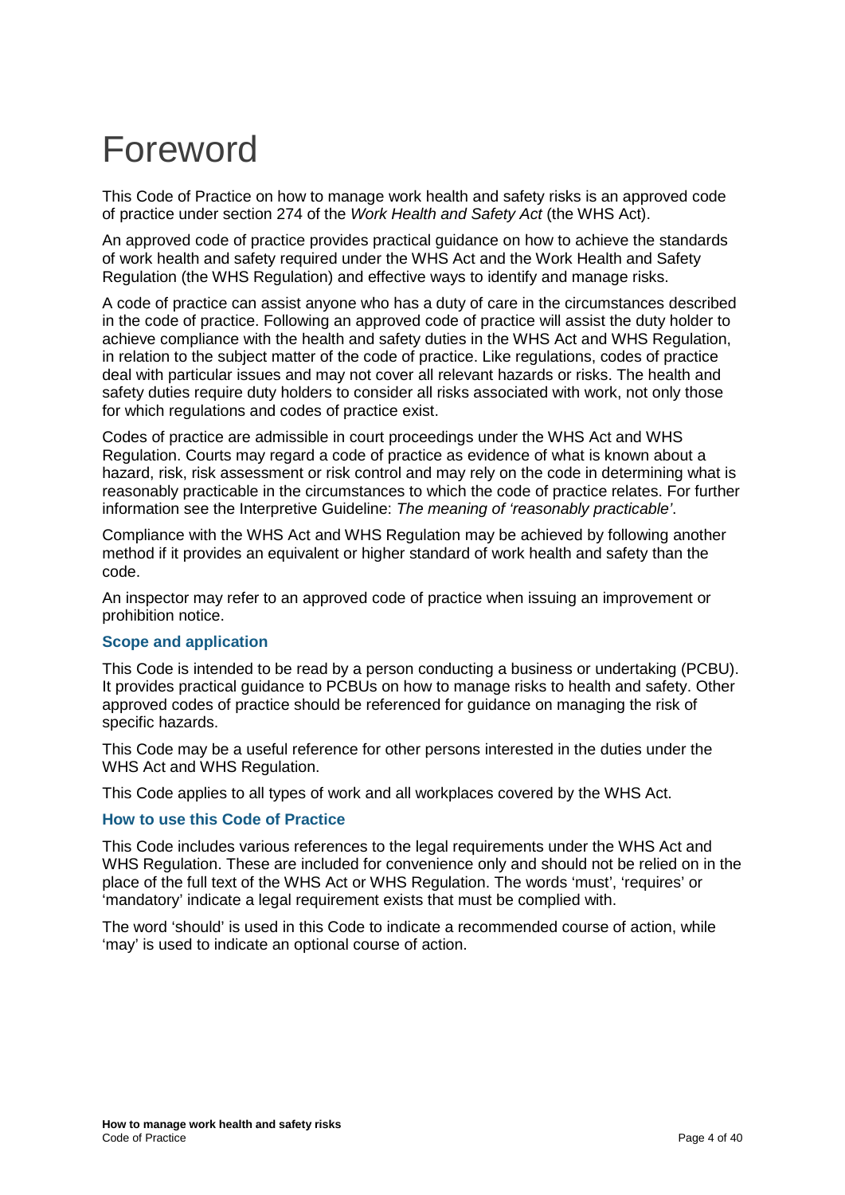# Foreword

This Code of Practice on how to manage work health and safety risks is an approved code of practice under section 274 of the *Work Health and Safety Act* (the WHS Act).

An approved code of practice provides practical guidance on how to achieve the standards of work health and safety required under the WHS Act and the Work Health and Safety Regulation (the WHS Regulation) and effective ways to identify and manage risks.

A code of practice can assist anyone who has a duty of care in the circumstances described in the code of practice. Following an approved code of practice will assist the duty holder to achieve compliance with the health and safety duties in the WHS Act and WHS Regulation, in relation to the subject matter of the code of practice. Like regulations, codes of practice deal with particular issues and may not cover all relevant hazards or risks. The health and safety duties require duty holders to consider all risks associated with work, not only those for which regulations and codes of practice exist.

Codes of practice are admissible in court proceedings under the WHS Act and WHS Regulation. Courts may regard a code of practice as evidence of what is known about a hazard, risk, risk assessment or risk control and may rely on the code in determining what is reasonably practicable in the circumstances to which the code of practice relates. For further information see the Interpretive Guideline: *The meaning of 'reasonably practicable'*.

Compliance with the WHS Act and WHS Regulation may be achieved by following another method if it provides an equivalent or higher standard of work health and safety than the code.

An inspector may refer to an approved code of practice when issuing an improvement or prohibition notice.

### Scope and application

This Code is intended to be read by a person conducting a business or undertaking (PCBU). It provides practical guidance to PCBUs on how to manage risks to health and safety. Other approved codes of practice should be referenced for guidance on managing the risk of specific hazards.

This Code may be a useful reference for other persons interested in the duties under the WHS Act and WHS Regulation.

This Code applies to all types of work and all workplaces covered by the WHS Act.

### How to use this Code of Practice

This Code includes various references to the legal requirements under the WHS Act and WHS Regulation. These are included for convenience only and should not be relied on in the place of the full text of the WHS Act or WHS Regulation. The words 'must', 'requires' or 'mandatory' indicate a legal requirement exists that must be complied with.

The word 'should' is used in this Code to indicate a recommended course of action, while 'may' is used to indicate an optional course of action.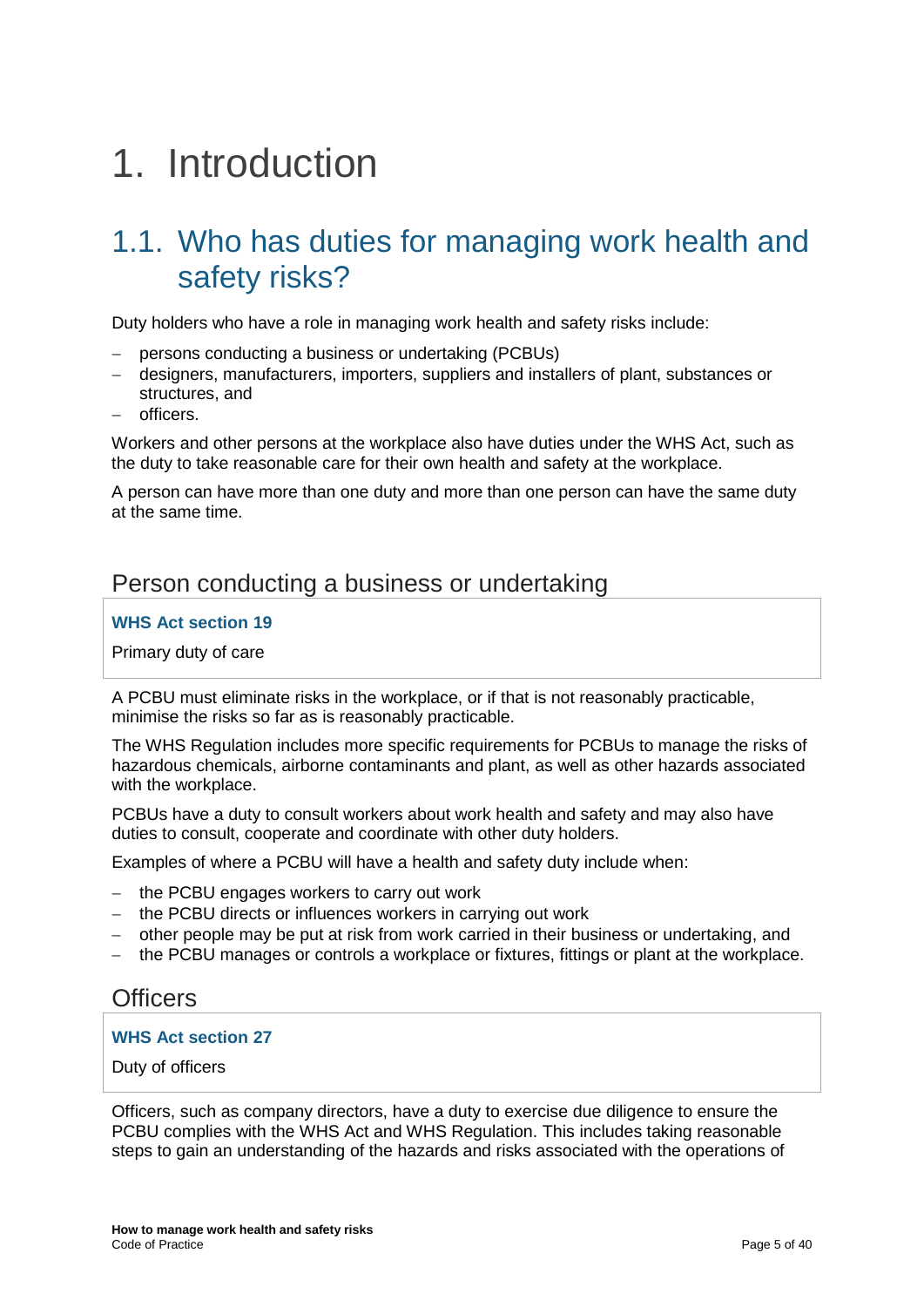# 1. Introduction

## 1.1. Who has duties for managing work health and safety risks?

Duty holders who have a role in managing work health and safety risks include:

- persons conducting a business or undertaking (PCBUs)
- designers, manufacturers, importers, suppliers and installers of plant, substances or structures, and
- officers.

Workers and other persons at the workplace also have duties under the WHS Act, such as the duty to take reasonable care for their own health and safety at the workplace.

A person can have more than one duty and more than one person can have the same duty at the same time.

### Person conducting a business or undertaking

> **WHS Act section 19**
>
> Primary duty of care

A PCBU must eliminate risks in the workplace, or if that is not reasonably practicable, minimise the risks so far as is reasonably practicable.

The WHS Regulation includes more specific requirements for PCBUs to manage the risks of hazardous chemicals, airborne contaminants and plant, as well as other hazards associated with the workplace.

PCBUs have a duty to consult workers about work health and safety and may also have duties to consult, cooperate and coordinate with other duty holders.

Examples of where a PCBU will have a health and safety duty include when:

- the PCBU engages workers to carry out work
- the PCBU directs or influences workers in carrying out work
- other people may be put at risk from work carried in their business or undertaking, and
- the PCBU manages or controls a workplace or fixtures, fittings or plant at the workplace.

### Officers

> **WHS Act section 27**
>
> Duty of officers

Officers, such as company directors, have a duty to exercise due diligence to ensure the PCBU complies with the WHS Act and WHS Regulation. This includes taking reasonable steps to gain an understanding of the hazards and risks associated with the operations of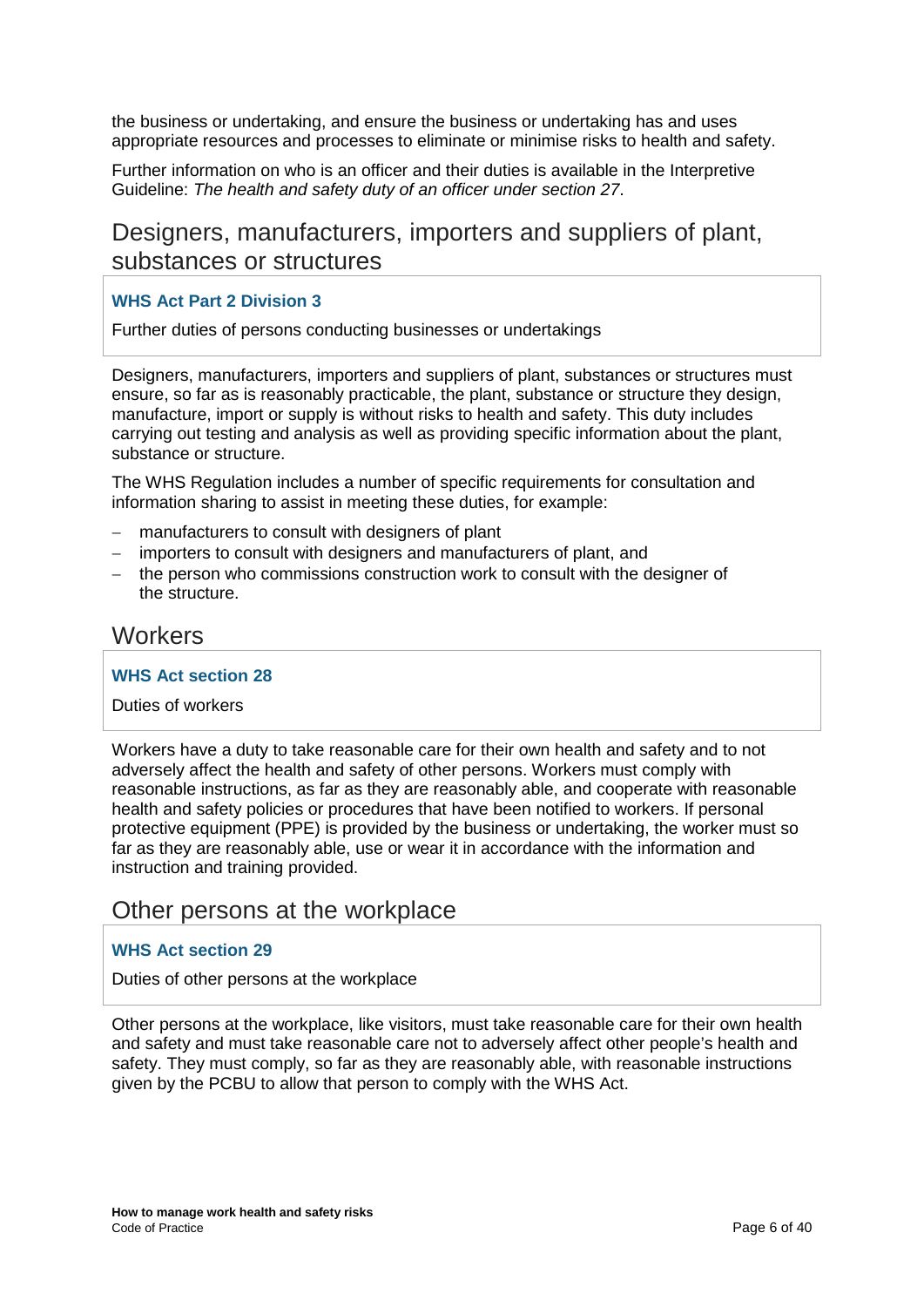the business or undertaking, and ensure the business or undertaking has and uses appropriate resources and processes to eliminate or minimise risks to health and safety.

Further information on who is an officer and their duties is available in the Interpretive Guideline: *The health and safety duty of an officer under section 27*.

## Designers, manufacturers, importers and suppliers of plant, substances or structures

**WHS Act Part 2 Division 3**

Further duties of persons conducting businesses or undertakings

Designers, manufacturers, importers and suppliers of plant, substances or structures must ensure, so far as is reasonably practicable, the plant, substance or structure they design, manufacture, import or supply is without risks to health and safety. This duty includes carrying out testing and analysis as well as providing specific information about the plant, substance or structure.

The WHS Regulation includes a number of specific requirements for consultation and information sharing to assist in meeting these duties, for example:

- manufacturers to consult with designers of plant
- importers to consult with designers and manufacturers of plant, and
- the person who commissions construction work to consult with the designer of the structure.

## Workers

**WHS Act section 28**

Duties of workers

Workers have a duty to take reasonable care for their own health and safety and to not adversely affect the health and safety of other persons. Workers must comply with reasonable instructions, as far as they are reasonably able, and cooperate with reasonable health and safety policies or procedures that have been notified to workers. If personal protective equipment (PPE) is provided by the business or undertaking, the worker must so far as they are reasonably able, use or wear it in accordance with the information and instruction and training provided.

## Other persons at the workplace

**WHS Act section 29**

Duties of other persons at the workplace

Other persons at the workplace, like visitors, must take reasonable care for their own health and safety and must take reasonable care not to adversely affect other people's health and safety. They must comply, so far as they are reasonably able, with reasonable instructions given by the PCBU to allow that person to comply with the WHS Act.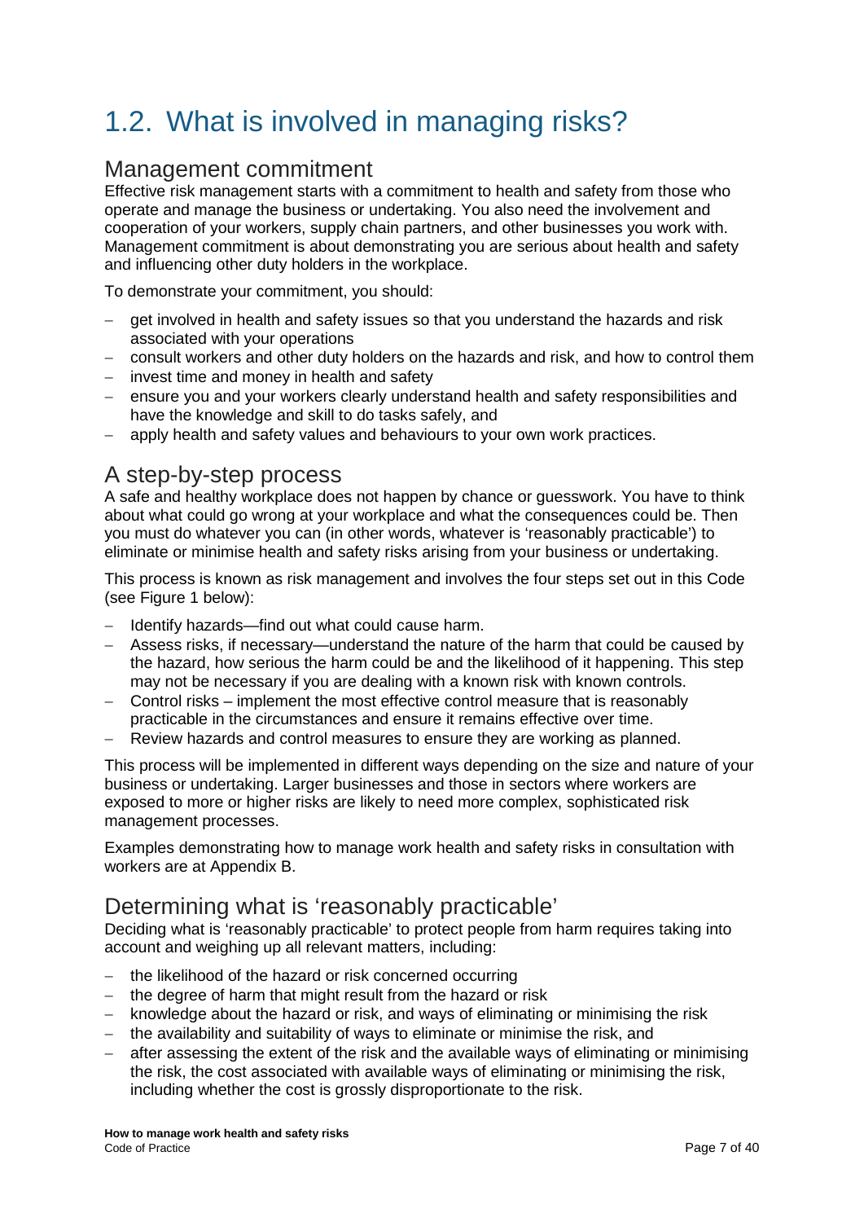# 1.2. What is involved in managing risks?

## Management commitment

Effective risk management starts with a commitment to health and safety from those who operate and manage the business or undertaking. You also need the involvement and cooperation of your workers, supply chain partners, and other businesses you work with. Management commitment is about demonstrating you are serious about health and safety and influencing other duty holders in the workplace.

To demonstrate your commitment, you should:

- get involved in health and safety issues so that you understand the hazards and risk associated with your operations
- consult workers and other duty holders on the hazards and risk, and how to control them
- invest time and money in health and safety
- ensure you and your workers clearly understand health and safety responsibilities and have the knowledge and skill to do tasks safely, and
- apply health and safety values and behaviours to your own work practices.

## A step-by-step process

A safe and healthy workplace does not happen by chance or guesswork. You have to think about what could go wrong at your workplace and what the consequences could be. Then you must do whatever you can (in other words, whatever is 'reasonably practicable') to eliminate or minimise health and safety risks arising from your business or undertaking.

This process is known as risk management and involves the four steps set out in this Code (see Figure 1 below):

- Identify hazards—find out what could cause harm.
- Assess risks, if necessary—understand the nature of the harm that could be caused by the hazard, how serious the harm could be and the likelihood of it happening. This step may not be necessary if you are dealing with a known risk with known controls.
- Control risks – implement the most effective control measure that is reasonably practicable in the circumstances and ensure it remains effective over time.
- Review hazards and control measures to ensure they are working as planned.

This process will be implemented in different ways depending on the size and nature of your business or undertaking. Larger businesses and those in sectors where workers are exposed to more or higher risks are likely to need more complex, sophisticated risk management processes.

Examples demonstrating how to manage work health and safety risks in consultation with workers are at Appendix B.

## Determining what is 'reasonably practicable'

Deciding what is 'reasonably practicable' to protect people from harm requires taking into account and weighing up all relevant matters, including:

- the likelihood of the hazard or risk concerned occurring
- the degree of harm that might result from the hazard or risk
- knowledge about the hazard or risk, and ways of eliminating or minimising the risk
- the availability and suitability of ways to eliminate or minimise the risk, and
- after assessing the extent of the risk and the available ways of eliminating or minimising the risk, the cost associated with available ways of eliminating or minimising the risk, including whether the cost is grossly disproportionate to the risk.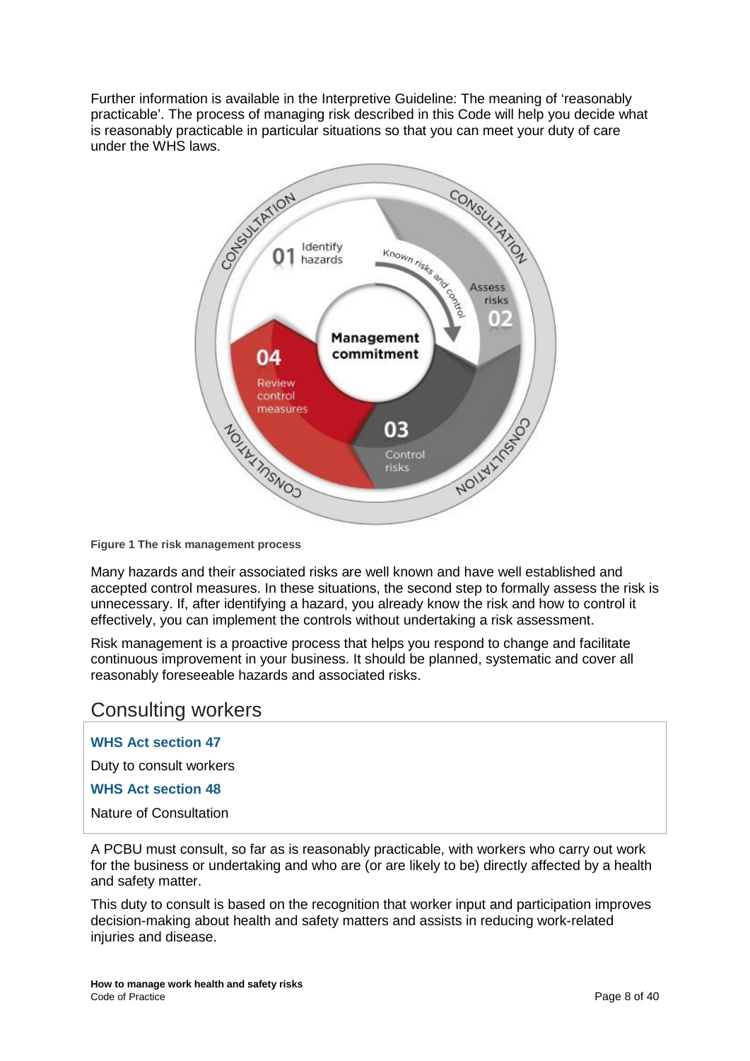Further information is available in the Interpretive Guideline: The meaning of 'reasonably practicable'. The process of managing risk described in this Code will help you decide what is reasonably practicable in particular situations so that you can meet your duty of care under the WHS laws.

**Figure 1 The risk management process**

Many hazards and their associated risks are well known and have well established and accepted control measures. In these situations, the second step to formally assess the risk is unnecessary. If, after identifying a hazard, you already know the risk and how to control it effectively, you can implement the controls without undertaking a risk assessment.

Risk management is a proactive process that helps you respond to change and facilitate continuous improvement in your business. It should be planned, systematic and cover all reasonably foreseeable hazards and associated risks.

## Consulting workers

**WHS Act section 47**

Duty to consult workers

**WHS Act section 48**

Nature of Consultation

A PCBU must consult, so far as is reasonably practicable, with workers who carry out work for the business or undertaking and who are (or are likely to be) directly affected by a health and safety matter.

This duty to consult is based on the recognition that worker input and participation improves decision-making about health and safety matters and assists in reducing work-related injuries and disease.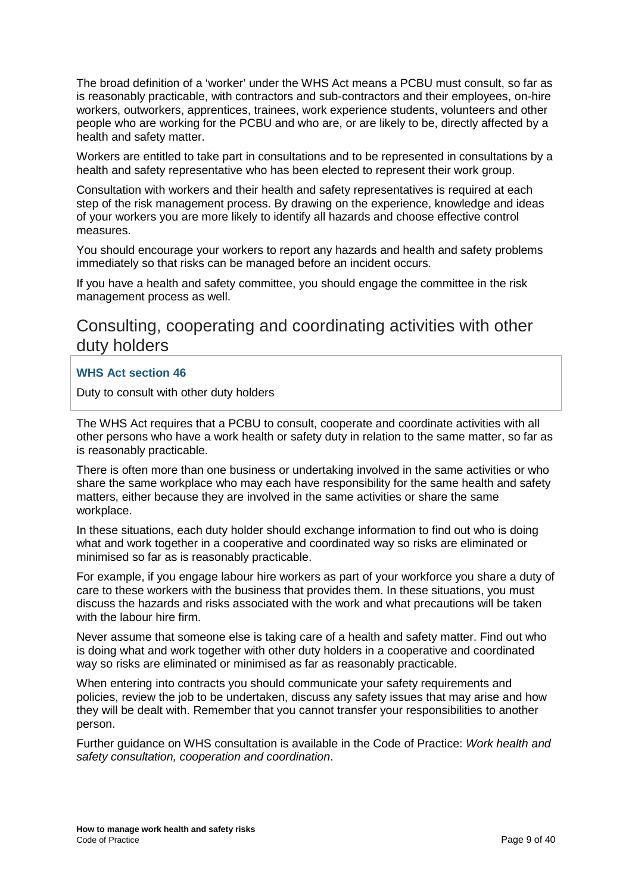The broad definition of a 'worker' under the WHS Act means a PCBU must consult, so far as is reasonably practicable, with contractors and sub-contractors and their employees, on-hire workers, outworkers, apprentices, trainees, work experience students, volunteers and other people who are working for the PCBU and who are, or are likely to be, directly affected by a health and safety matter.

Workers are entitled to take part in consultations and to be represented in consultations by a health and safety representative who has been elected to represent their work group.

Consultation with workers and their health and safety representatives is required at each step of the risk management process. By drawing on the experience, knowledge and ideas of your workers you are more likely to identify all hazards and choose effective control measures.

You should encourage your workers to report any hazards and health and safety problems immediately so that risks can be managed before an incident occurs.

If you have a health and safety committee, you should engage the committee in the risk management process as well.

## Consulting, cooperating and coordinating activities with other duty holders

**WHS Act section 46**

Duty to consult with other duty holders

The WHS Act requires that a PCBU to consult, cooperate and coordinate activities with all other persons who have a work health or safety duty in relation to the same matter, so far as is reasonably practicable.

There is often more than one business or undertaking involved in the same activities or who share the same workplace who may each have responsibility for the same health and safety matters, either because they are involved in the same activities or share the same workplace.

In these situations, each duty holder should exchange information to find out who is doing what and work together in a cooperative and coordinated way so risks are eliminated or minimised so far as is reasonably practicable.

For example, if you engage labour hire workers as part of your workforce you share a duty of care to these workers with the business that provides them. In these situations, you must discuss the hazards and risks associated with the work and what precautions will be taken with the labour hire firm.

Never assume that someone else is taking care of a health and safety matter. Find out who is doing what and work together with other duty holders in a cooperative and coordinated way so risks are eliminated or minimised as far as reasonably practicable.

When entering into contracts you should communicate your safety requirements and policies, review the job to be undertaken, discuss any safety issues that may arise and how they will be dealt with. Remember that you cannot transfer your responsibilities to another person.

Further guidance on WHS consultation is available in the Code of Practice: *Work health and safety consultation, cooperation and coordination*.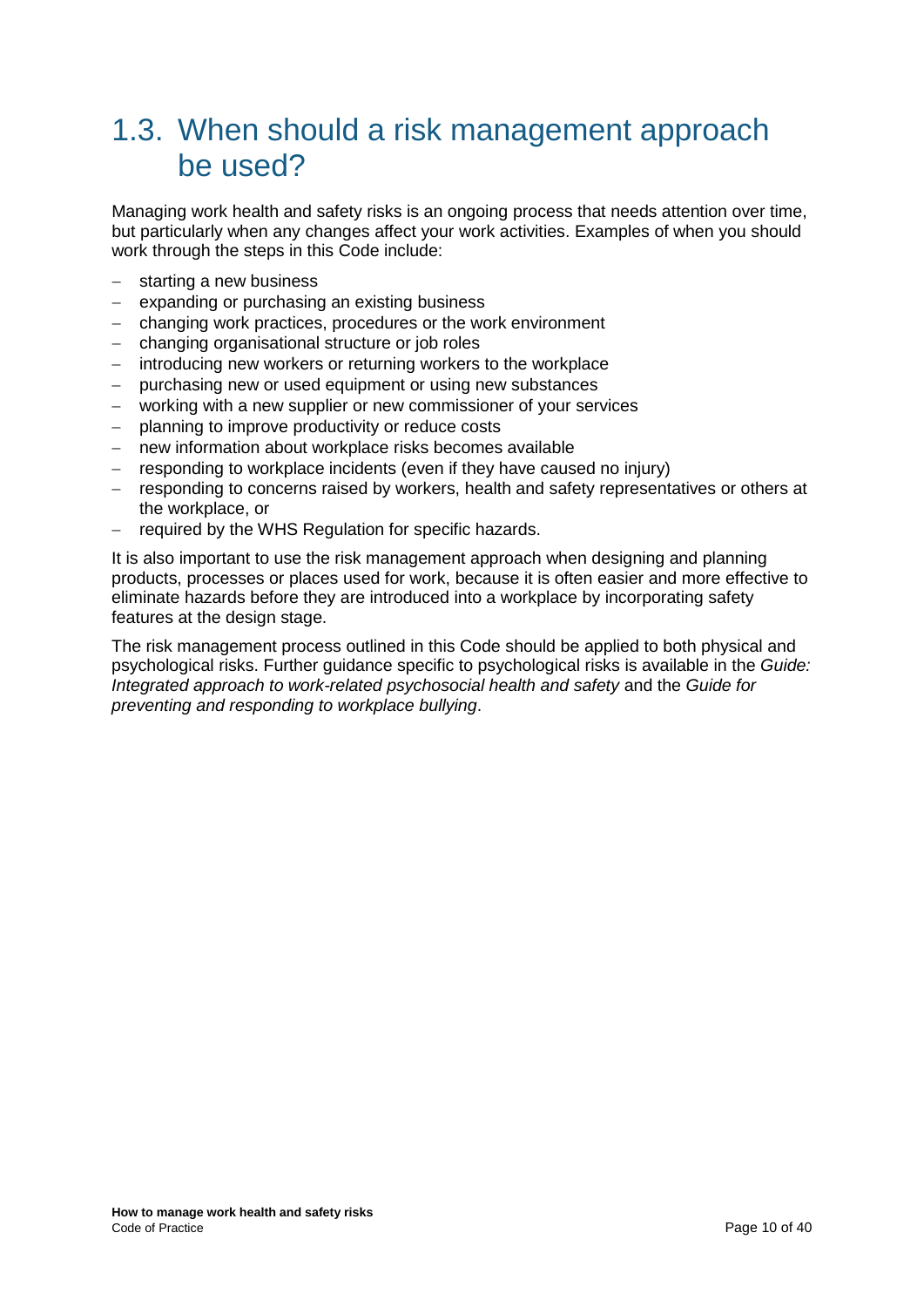## 1.3. When should a risk management approach be used?

Managing work health and safety risks is an ongoing process that needs attention over time, but particularly when any changes affect your work activities. Examples of when you should work through the steps in this Code include:

- starting a new business
- expanding or purchasing an existing business
- changing work practices, procedures or the work environment
- changing organisational structure or job roles
- introducing new workers or returning workers to the workplace
- purchasing new or used equipment or using new substances
- working with a new supplier or new commissioner of your services
- planning to improve productivity or reduce costs
- new information about workplace risks becomes available
- responding to workplace incidents (even if they have caused no injury)
- responding to concerns raised by workers, health and safety representatives or others at the workplace, or
- required by the WHS Regulation for specific hazards.

It is also important to use the risk management approach when designing and planning products, processes or places used for work, because it is often easier and more effective to eliminate hazards before they are introduced into a workplace by incorporating safety features at the design stage.

The risk management process outlined in this Code should be applied to both physical and psychological risks. Further guidance specific to psychological risks is available in the *Guide: Integrated approach to work-related psychosocial health and safety* and the *Guide for preventing and responding to workplace bullying*.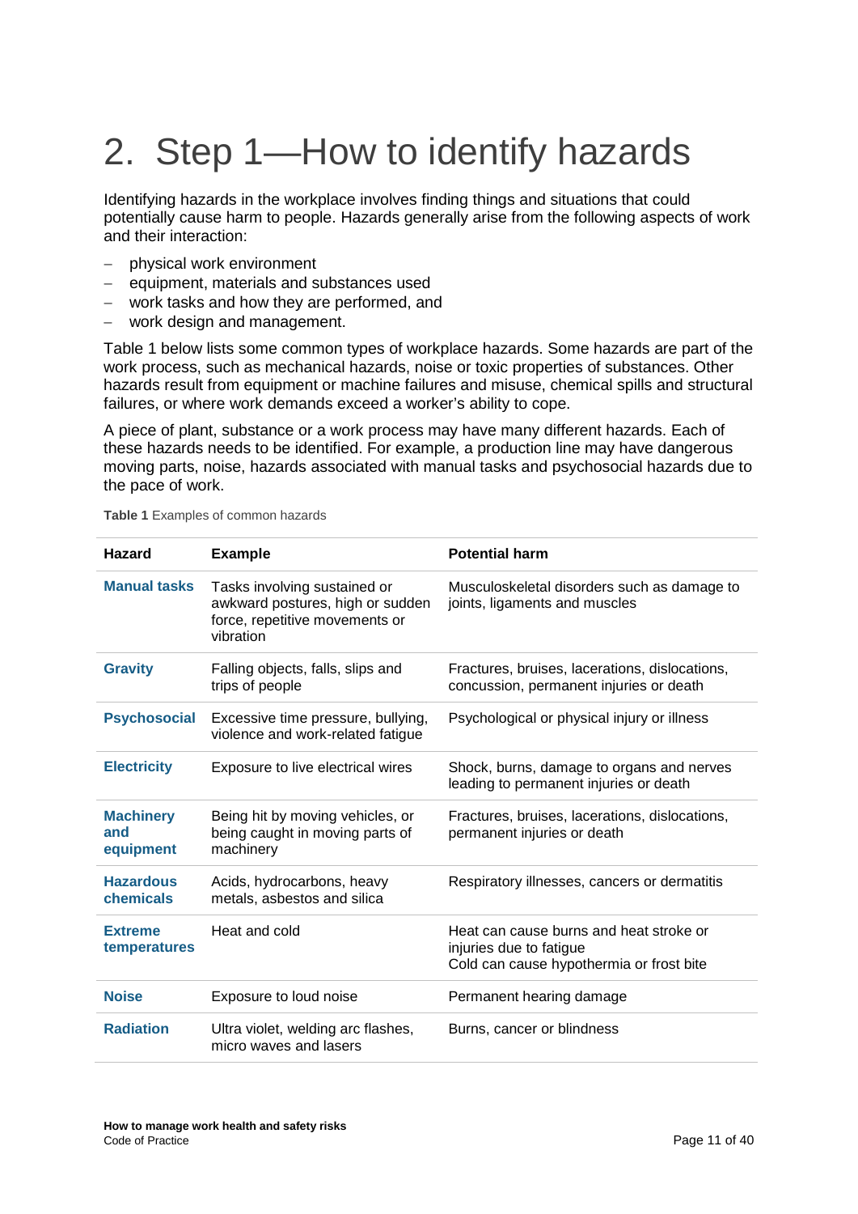# 2. Step 1—How to identify hazards

Identifying hazards in the workplace involves finding things and situations that could potentially cause harm to people. Hazards generally arise from the following aspects of work and their interaction:

- physical work environment
- equipment, materials and substances used
- work tasks and how they are performed, and
- work design and management.

Table 1 below lists some common types of workplace hazards. Some hazards are part of the work process, such as mechanical hazards, noise or toxic properties of substances. Other hazards result from equipment or machine failures and misuse, chemical spills and structural failures, or where work demands exceed a worker's ability to cope.

A piece of plant, substance or a work process may have many different hazards. Each of these hazards needs to be identified. For example, a production line may have dangerous moving parts, noise, hazards associated with manual tasks and psychosocial hazards due to the pace of work.

**Table 1** Examples of common hazards

| Hazard | Example | Potential harm |
|---|---|---|
| **Manual tasks** | Tasks involving sustained or awkward postures, high or sudden force, repetitive movements or vibration | Musculoskeletal disorders such as damage to joints, ligaments and muscles |
| **Gravity** | Falling objects, falls, slips and trips of people | Fractures, bruises, lacerations, dislocations, concussion, permanent injuries or death |
| **Psychosocial** | Excessive time pressure, bullying, violence and work-related fatigue | Psychological or physical injury or illness |
| **Electricity** | Exposure to live electrical wires | Shock, burns, damage to organs and nerves leading to permanent injuries or death |
| **Machinery and equipment** | Being hit by moving vehicles, or being caught in moving parts of machinery | Fractures, bruises, lacerations, dislocations, permanent injuries or death |
| **Hazardous chemicals** | Acids, hydrocarbons, heavy metals, asbestos and silica | Respiratory illnesses, cancers or dermatitis |
| **Extreme temperatures** | Heat and cold | Heat can cause burns and heat stroke or injuries due to fatigue<br>Cold can cause hypothermia or frost bite |
| **Noise** | Exposure to loud noise | Permanent hearing damage |
| **Radiation** | Ultra violet, welding arc flashes, micro waves and lasers | Burns, cancer or blindness |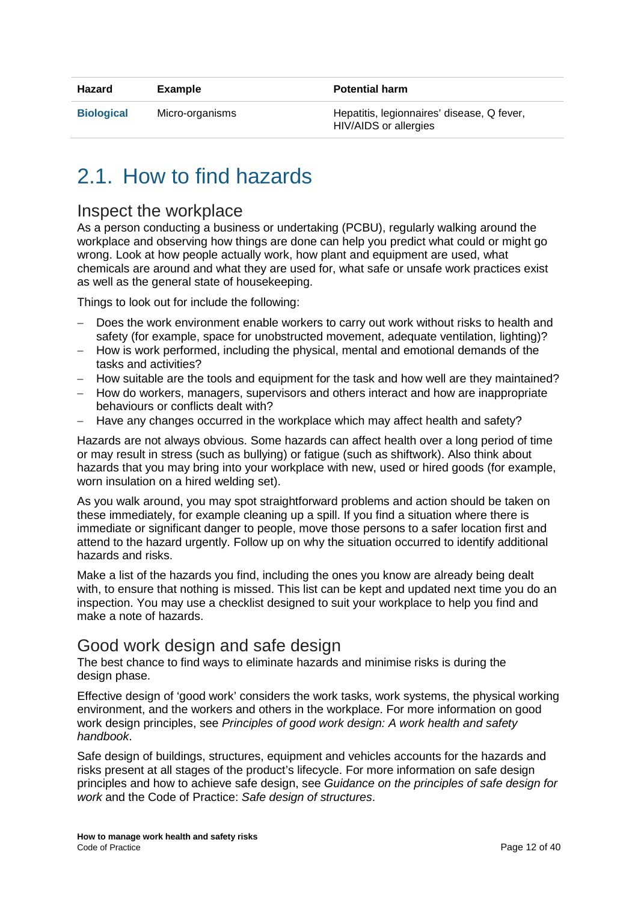| Hazard | Example | Potential harm |
| --- | --- | --- |
| **Biological** | Micro-organisms | Hepatitis, legionnaires' disease, Q fever, HIV/AIDS or allergies |

## 2.1. How to find hazards

### Inspect the workplace

As a person conducting a business or undertaking (PCBU), regularly walking around the workplace and observing how things are done can help you predict what could or might go wrong. Look at how people actually work, how plant and equipment are used, what chemicals are around and what they are used for, what safe or unsafe work practices exist as well as the general state of housekeeping.

Things to look out for include the following:

- Does the work environment enable workers to carry out work without risks to health and safety (for example, space for unobstructed movement, adequate ventilation, lighting)?
- How is work performed, including the physical, mental and emotional demands of the tasks and activities?
- How suitable are the tools and equipment for the task and how well are they maintained?
- How do workers, managers, supervisors and others interact and how are inappropriate behaviours or conflicts dealt with?
- Have any changes occurred in the workplace which may affect health and safety?

Hazards are not always obvious. Some hazards can affect health over a long period of time or may result in stress (such as bullying) or fatigue (such as shiftwork). Also think about hazards that you may bring into your workplace with new, used or hired goods (for example, worn insulation on a hired welding set).

As you walk around, you may spot straightforward problems and action should be taken on these immediately, for example cleaning up a spill. If you find a situation where there is immediate or significant danger to people, move those persons to a safer location first and attend to the hazard urgently. Follow up on why the situation occurred to identify additional hazards and risks.

Make a list of the hazards you find, including the ones you know are already being dealt with, to ensure that nothing is missed. This list can be kept and updated next time you do an inspection. You may use a checklist designed to suit your workplace to help you find and make a note of hazards.

### Good work design and safe design

The best chance to find ways to eliminate hazards and minimise risks is during the design phase.

Effective design of 'good work' considers the work tasks, work systems, the physical working environment, and the workers and others in the workplace. For more information on good work design principles, see *Principles of good work design: A work health and safety handbook*.

Safe design of buildings, structures, equipment and vehicles accounts for the hazards and risks present at all stages of the product's lifecycle. For more information on safe design principles and how to achieve safe design, see *Guidance on the principles of safe design for work* and the Code of Practice: *Safe design of structures*.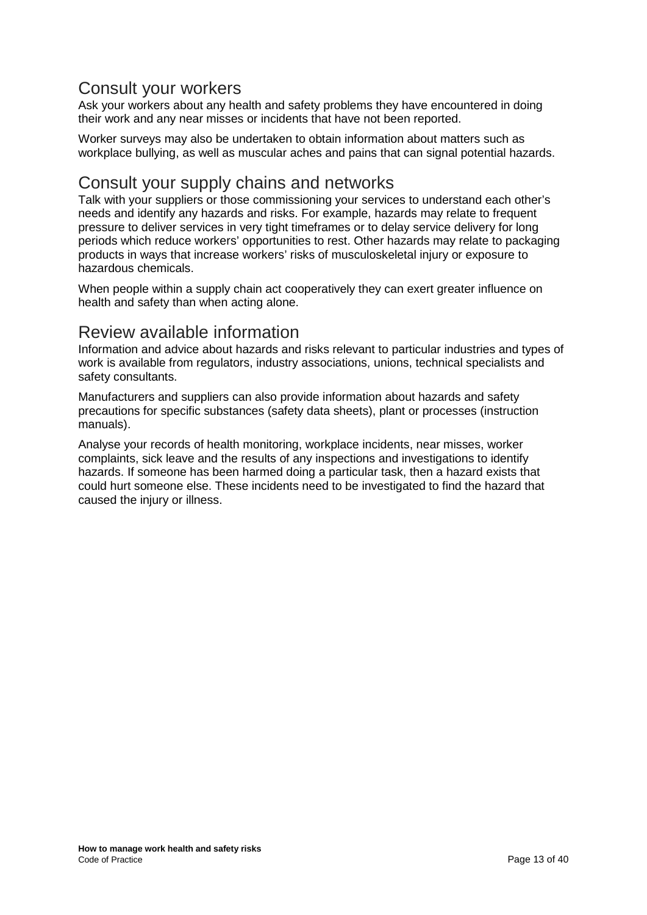## Consult your workers

Ask your workers about any health and safety problems they have encountered in doing their work and any near misses or incidents that have not been reported.

Worker surveys may also be undertaken to obtain information about matters such as workplace bullying, as well as muscular aches and pains that can signal potential hazards.

## Consult your supply chains and networks

Talk with your suppliers or those commissioning your services to understand each other's needs and identify any hazards and risks. For example, hazards may relate to frequent pressure to deliver services in very tight timeframes or to delay service delivery for long periods which reduce workers' opportunities to rest. Other hazards may relate to packaging products in ways that increase workers' risks of musculoskeletal injury or exposure to hazardous chemicals.

When people within a supply chain act cooperatively they can exert greater influence on health and safety than when acting alone.

## Review available information

Information and advice about hazards and risks relevant to particular industries and types of work is available from regulators, industry associations, unions, technical specialists and safety consultants.

Manufacturers and suppliers can also provide information about hazards and safety precautions for specific substances (safety data sheets), plant or processes (instruction manuals).

Analyse your records of health monitoring, workplace incidents, near misses, worker complaints, sick leave and the results of any inspections and investigations to identify hazards. If someone has been harmed doing a particular task, then a hazard exists that could hurt someone else. These incidents need to be investigated to find the hazard that caused the injury or illness.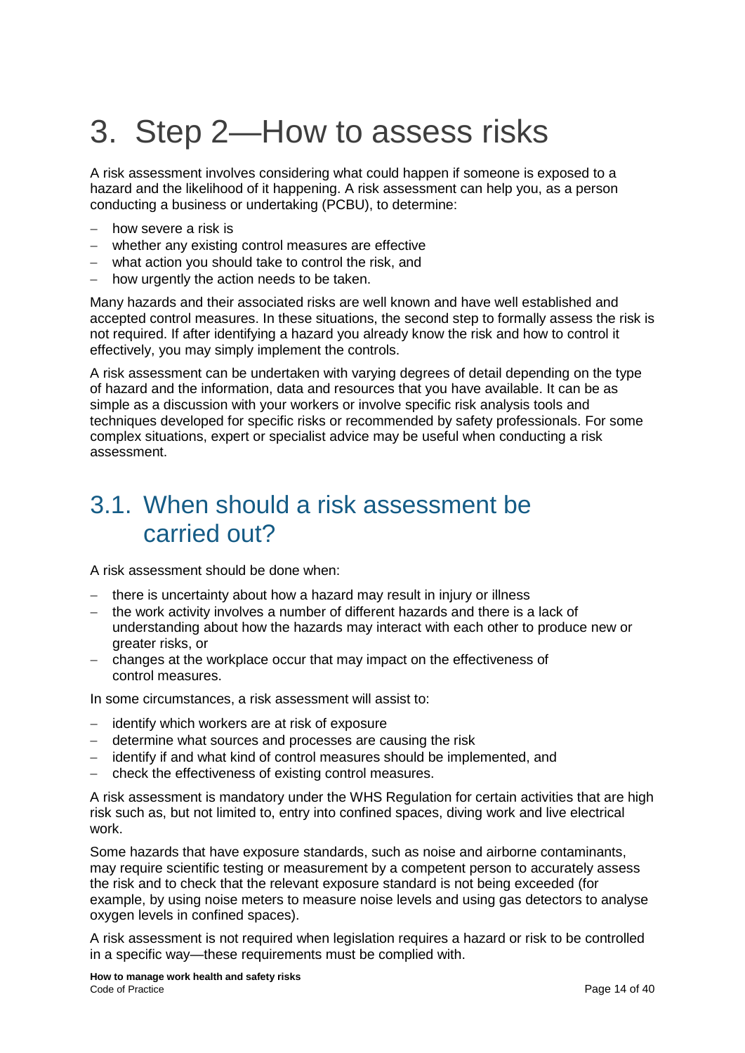# 3. Step 2—How to assess risks

A risk assessment involves considering what could happen if someone is exposed to a hazard and the likelihood of it happening. A risk assessment can help you, as a person conducting a business or undertaking (PCBU), to determine:

- how severe a risk is
- whether any existing control measures are effective
- what action you should take to control the risk, and
- how urgently the action needs to be taken.

Many hazards and their associated risks are well known and have well established and accepted control measures. In these situations, the second step to formally assess the risk is not required. If after identifying a hazard you already know the risk and how to control it effectively, you may simply implement the controls.

A risk assessment can be undertaken with varying degrees of detail depending on the type of hazard and the information, data and resources that you have available. It can be as simple as a discussion with your workers or involve specific risk analysis tools and techniques developed for specific risks or recommended by safety professionals. For some complex situations, expert or specialist advice may be useful when conducting a risk assessment.

## 3.1. When should a risk assessment be carried out?

A risk assessment should be done when:

- there is uncertainty about how a hazard may result in injury or illness
- the work activity involves a number of different hazards and there is a lack of understanding about how the hazards may interact with each other to produce new or greater risks, or
- changes at the workplace occur that may impact on the effectiveness of control measures.

In some circumstances, a risk assessment will assist to:

- identify which workers are at risk of exposure
- determine what sources and processes are causing the risk
- identify if and what kind of control measures should be implemented, and
- check the effectiveness of existing control measures.

A risk assessment is mandatory under the WHS Regulation for certain activities that are high risk such as, but not limited to, entry into confined spaces, diving work and live electrical work.

Some hazards that have exposure standards, such as noise and airborne contaminants, may require scientific testing or measurement by a competent person to accurately assess the risk and to check that the relevant exposure standard is not being exceeded (for example, by using noise meters to measure noise levels and using gas detectors to analyse oxygen levels in confined spaces).

A risk assessment is not required when legislation requires a hazard or risk to be controlled in a specific way—these requirements must be complied with.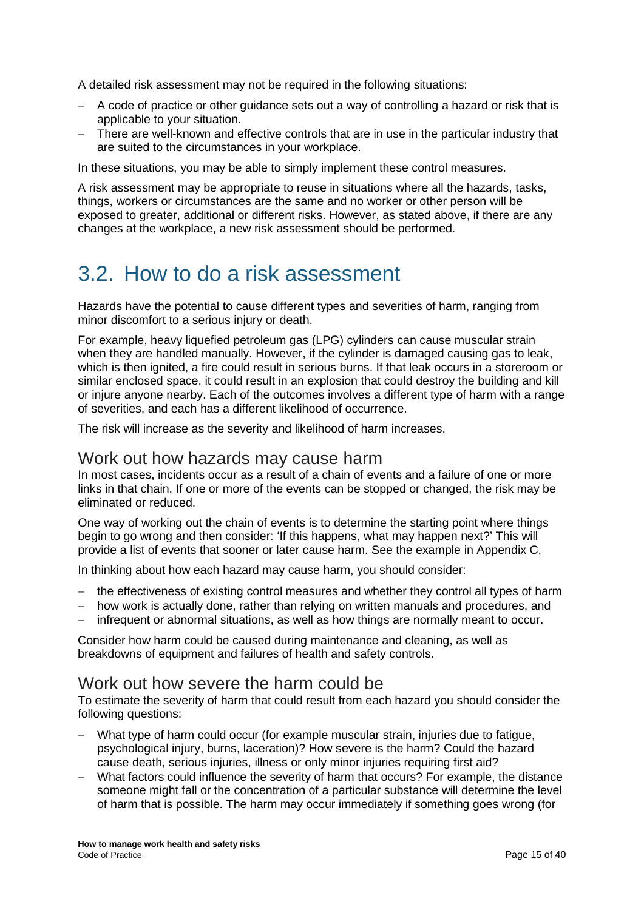A detailed risk assessment may not be required in the following situations:

- A code of practice or other guidance sets out a way of controlling a hazard or risk that is applicable to your situation.
- There are well-known and effective controls that are in use in the particular industry that are suited to the circumstances in your workplace.

In these situations, you may be able to simply implement these control measures.

A risk assessment may be appropriate to reuse in situations where all the hazards, tasks, things, workers or circumstances are the same and no worker or other person will be exposed to greater, additional or different risks. However, as stated above, if there are any changes at the workplace, a new risk assessment should be performed.

## 3.2. How to do a risk assessment

Hazards have the potential to cause different types and severities of harm, ranging from minor discomfort to a serious injury or death.

For example, heavy liquefied petroleum gas (LPG) cylinders can cause muscular strain when they are handled manually. However, if the cylinder is damaged causing gas to leak, which is then ignited, a fire could result in serious burns. If that leak occurs in a storeroom or similar enclosed space, it could result in an explosion that could destroy the building and kill or injure anyone nearby. Each of the outcomes involves a different type of harm with a range of severities, and each has a different likelihood of occurrence.

The risk will increase as the severity and likelihood of harm increases.

### Work out how hazards may cause harm

In most cases, incidents occur as a result of a chain of events and a failure of one or more links in that chain. If one or more of the events can be stopped or changed, the risk may be eliminated or reduced.

One way of working out the chain of events is to determine the starting point where things begin to go wrong and then consider: 'If this happens, what may happen next?' This will provide a list of events that sooner or later cause harm. See the example in Appendix C.

In thinking about how each hazard may cause harm, you should consider:

- the effectiveness of existing control measures and whether they control all types of harm
- how work is actually done, rather than relying on written manuals and procedures, and
- infrequent or abnormal situations, as well as how things are normally meant to occur.

Consider how harm could be caused during maintenance and cleaning, as well as breakdowns of equipment and failures of health and safety controls.

### Work out how severe the harm could be

To estimate the severity of harm that could result from each hazard you should consider the following questions:

- What type of harm could occur (for example muscular strain, injuries due to fatigue, psychological injury, burns, laceration)? How severe is the harm? Could the hazard cause death, serious injuries, illness or only minor injuries requiring first aid?
- What factors could influence the severity of harm that occurs? For example, the distance someone might fall or the concentration of a particular substance will determine the level of harm that is possible. The harm may occur immediately if something goes wrong (for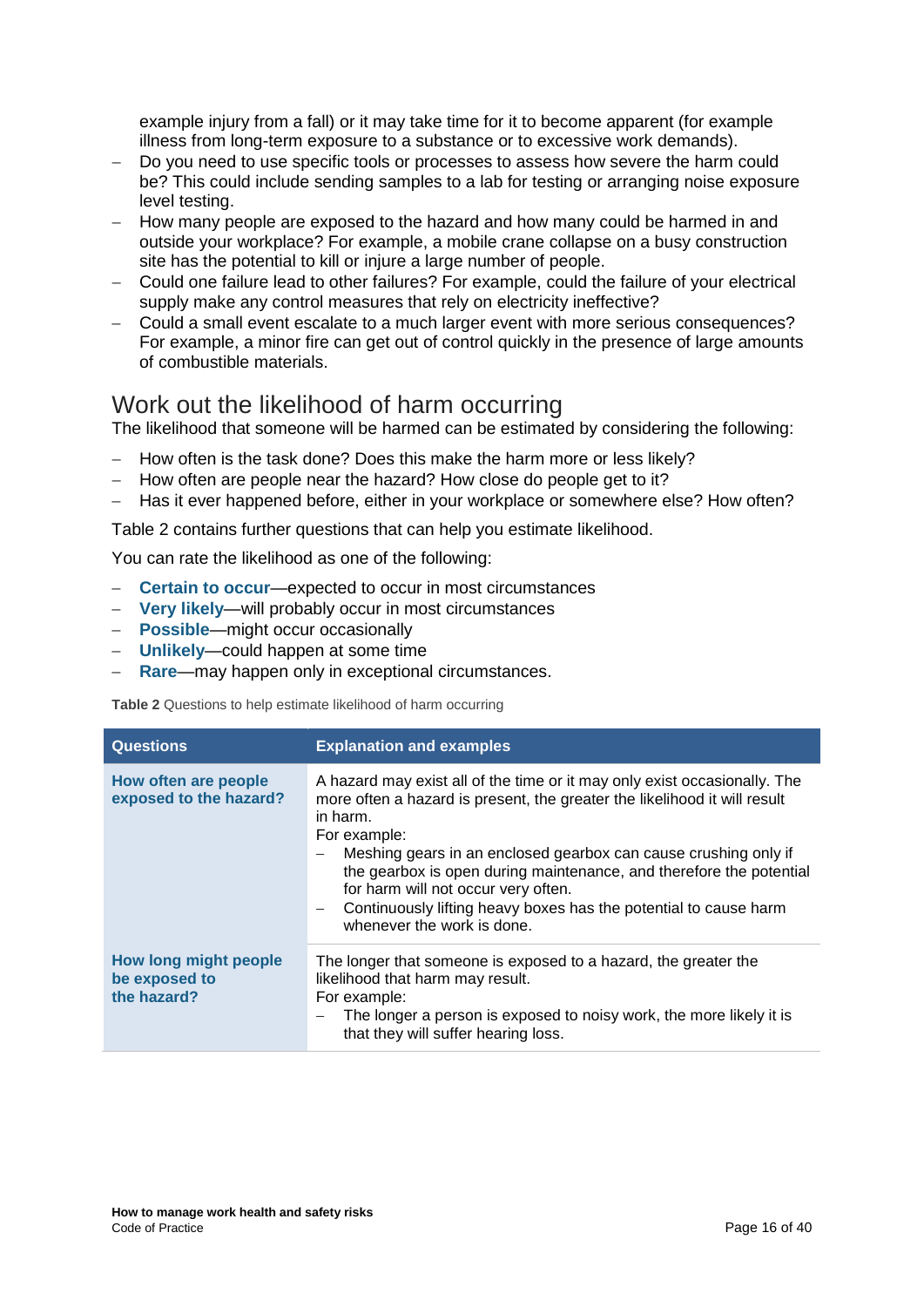example injury from a fall) or it may take time for it to become apparent (for example illness from long-term exposure to a substance or to excessive work demands).

- Do you need to use specific tools or processes to assess how severe the harm could be? This could include sending samples to a lab for testing or arranging noise exposure level testing.
- How many people are exposed to the hazard and how many could be harmed in and outside your workplace? For example, a mobile crane collapse on a busy construction site has the potential to kill or injure a large number of people.
- Could one failure lead to other failures? For example, could the failure of your electrical supply make any control measures that rely on electricity ineffective?
- Could a small event escalate to a much larger event with more serious consequences? For example, a minor fire can get out of control quickly in the presence of large amounts of combustible materials.

## Work out the likelihood of harm occurring

The likelihood that someone will be harmed can be estimated by considering the following:

- How often is the task done? Does this make the harm more or less likely?
- How often are people near the hazard? How close do people get to it?
- Has it ever happened before, either in your workplace or somewhere else? How often?

Table 2 contains further questions that can help you estimate likelihood.

You can rate the likelihood as one of the following:

- **Certain to occur**—expected to occur in most circumstances
- **Very likely**—will probably occur in most circumstances
- **Possible**—might occur occasionally
- **Unlikely**—could happen at some time
- **Rare**—may happen only in exceptional circumstances.

**Table 2** Questions to help estimate likelihood of harm occurring

| Questions | Explanation and examples |
|---|---|
| **How often are people exposed to the hazard?** | A hazard may exist all of the time or it may only exist occasionally. The more often a hazard is present, the greater the likelihood it will result in harm.<br>For example:<br>– Meshing gears in an enclosed gearbox can cause crushing only if the gearbox is open during maintenance, and therefore the potential for harm will not occur very often.<br>– Continuously lifting heavy boxes has the potential to cause harm whenever the work is done. |
| **How long might people be exposed to the hazard?** | The longer that someone is exposed to a hazard, the greater the likelihood that harm may result.<br>For example:<br>– The longer a person is exposed to noisy work, the more likely it is that they will suffer hearing loss. |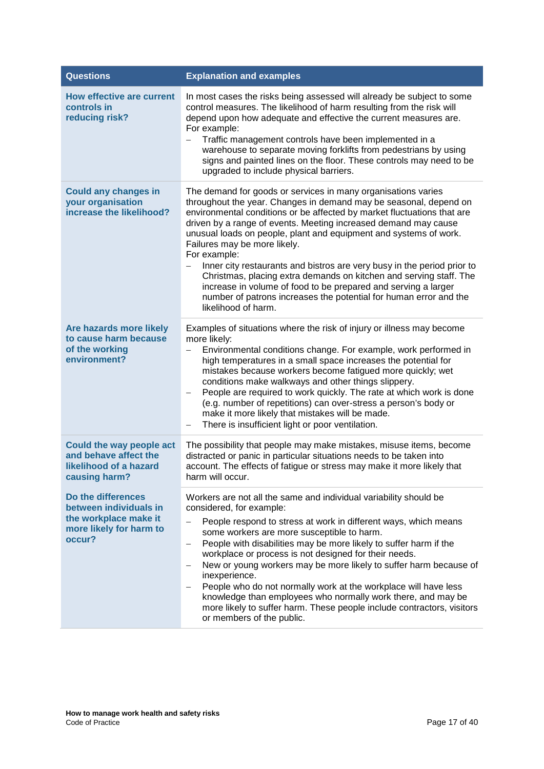| Questions | Explanation and examples |
| --- | --- |
| **How effective are current controls in reducing risk?** | In most cases the risks being assessed will already be subject to some control measures. The likelihood of harm resulting from the risk will depend upon how adequate and effective the current measures are.<br>For example:<br>– Traffic management controls have been implemented in a warehouse to separate moving forklifts from pedestrians by using signs and painted lines on the floor. These controls may need to be upgraded to include physical barriers. |
| **Could any changes in your organisation increase the likelihood?** | The demand for goods or services in many organisations varies throughout the year. Changes in demand may be seasonal, depend on environmental conditions or be affected by market fluctuations that are driven by a range of events. Meeting increased demand may cause unusual loads on people, plant and equipment and systems of work. Failures may be more likely.<br>For example:<br>– Inner city restaurants and bistros are very busy in the period prior to Christmas, placing extra demands on kitchen and serving staff. The increase in volume of food to be prepared and serving a larger number of patrons increases the potential for human error and the likelihood of harm. |
| **Are hazards more likely to cause harm because of the working environment?** | Examples of situations where the risk of injury or illness may become more likely:<br>– Environmental conditions change. For example, work performed in high temperatures in a small space increases the potential for mistakes because workers become fatigued more quickly; wet conditions make walkways and other things slippery.<br>– People are required to work quickly. The rate at which work is done (e.g. number of repetitions) can over-stress a person's body or make it more likely that mistakes will be made.<br>– There is insufficient light or poor ventilation. |
| **Could the way people act and behave affect the likelihood of a hazard causing harm?** | The possibility that people may make mistakes, misuse items, become distracted or panic in particular situations needs to be taken into account. The effects of fatigue or stress may make it more likely that harm will occur. |
| **Do the differences between individuals in the workplace make it more likely for harm to occur?** | Workers are not all the same and individual variability should be considered, for example:<br>– People respond to stress at work in different ways, which means some workers are more susceptible to harm.<br>– People with disabilities may be more likely to suffer harm if the workplace or process is not designed for their needs.<br>– New or young workers may be more likely to suffer harm because of inexperience.<br>– People who do not normally work at the workplace will have less knowledge than employees who normally work there, and may be more likely to suffer harm. These people include contractors, visitors or members of the public. |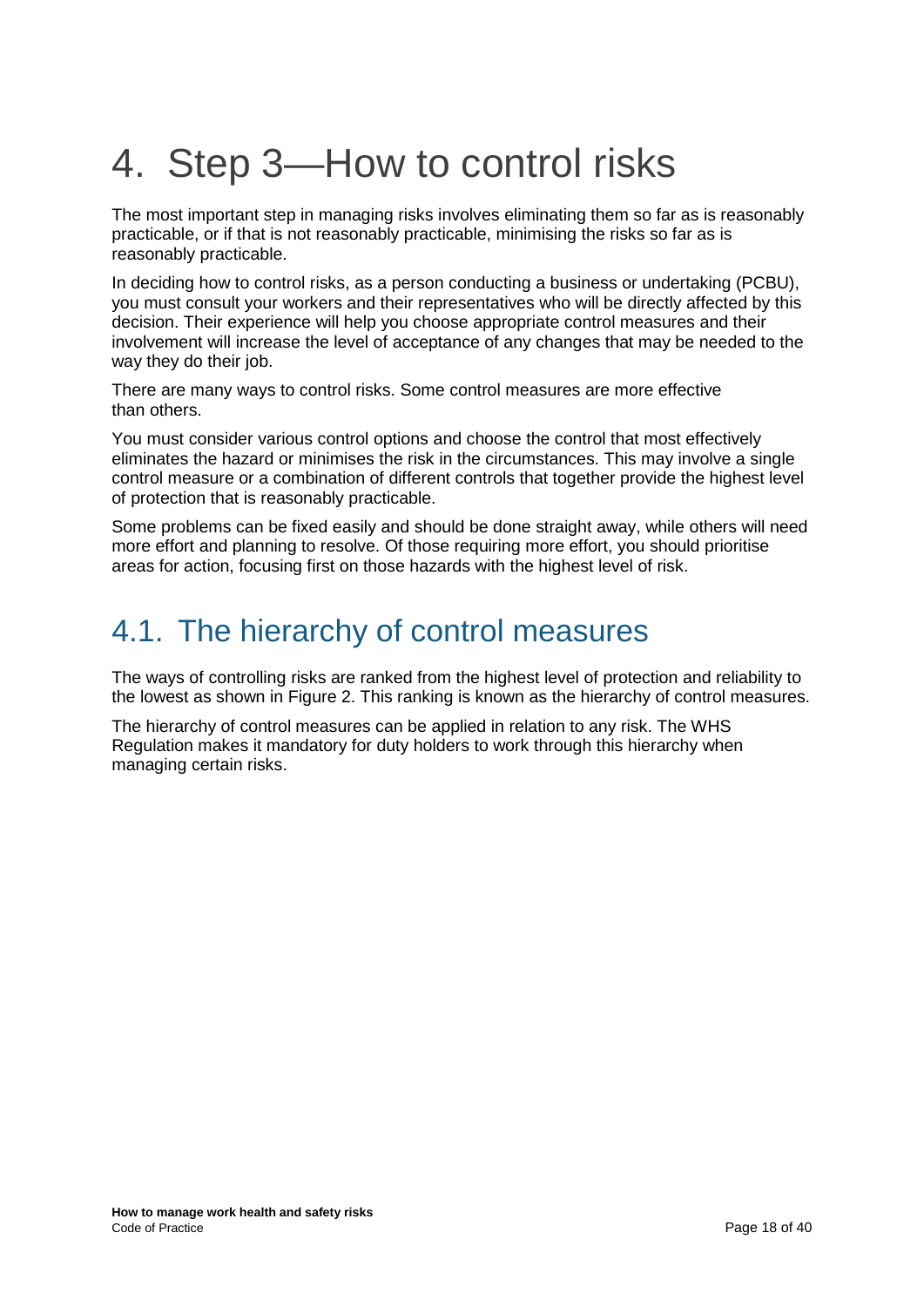# 4. Step 3—How to control risks

The most important step in managing risks involves eliminating them so far as is reasonably practicable, or if that is not reasonably practicable, minimising the risks so far as is reasonably practicable.

In deciding how to control risks, as a person conducting a business or undertaking (PCBU), you must consult your workers and their representatives who will be directly affected by this decision. Their experience will help you choose appropriate control measures and their involvement will increase the level of acceptance of any changes that may be needed to the way they do their job.

There are many ways to control risks. Some control measures are more effective than others.

You must consider various control options and choose the control that most effectively eliminates the hazard or minimises the risk in the circumstances. This may involve a single control measure or a combination of different controls that together provide the highest level of protection that is reasonably practicable.

Some problems can be fixed easily and should be done straight away, while others will need more effort and planning to resolve. Of those requiring more effort, you should prioritise areas for action, focusing first on those hazards with the highest level of risk.

## 4.1. The hierarchy of control measures

The ways of controlling risks are ranked from the highest level of protection and reliability to the lowest as shown in Figure 2. This ranking is known as the hierarchy of control measures.

The hierarchy of control measures can be applied in relation to any risk. The WHS Regulation makes it mandatory for duty holders to work through this hierarchy when managing certain risks.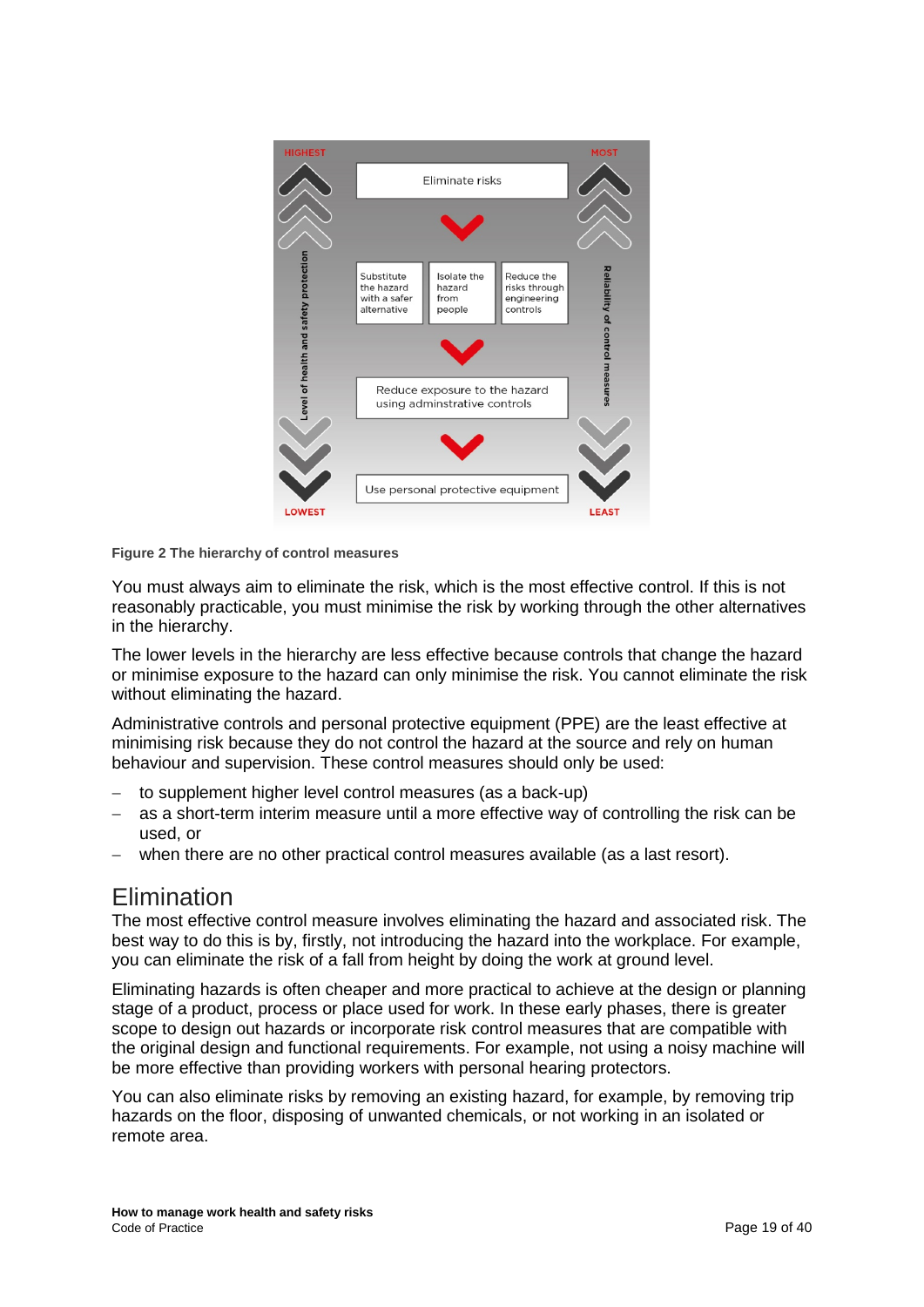Figure 2 The hierarchy of control measures

You must always aim to eliminate the risk, which is the most effective control. If this is not reasonably practicable, you must minimise the risk by working through the other alternatives in the hierarchy.

The lower levels in the hierarchy are less effective because controls that change the hazard or minimise exposure to the hazard can only minimise the risk. You cannot eliminate the risk without eliminating the hazard.

Administrative controls and personal protective equipment (PPE) are the least effective at minimising risk because they do not control the hazard at the source and rely on human behaviour and supervision. These control measures should only be used:

- to supplement higher level control measures (as a back-up)
- as a short-term interim measure until a more effective way of controlling the risk can be used, or
- when there are no other practical control measures available (as a last resort).

## Elimination

The most effective control measure involves eliminating the hazard and associated risk. The best way to do this is by, firstly, not introducing the hazard into the workplace. For example, you can eliminate the risk of a fall from height by doing the work at ground level.

Eliminating hazards is often cheaper and more practical to achieve at the design or planning stage of a product, process or place used for work. In these early phases, there is greater scope to design out hazards or incorporate risk control measures that are compatible with the original design and functional requirements. For example, not using a noisy machine will be more effective than providing workers with personal hearing protectors.

You can also eliminate risks by removing an existing hazard, for example, by removing trip hazards on the floor, disposing of unwanted chemicals, or not working in an isolated or remote area.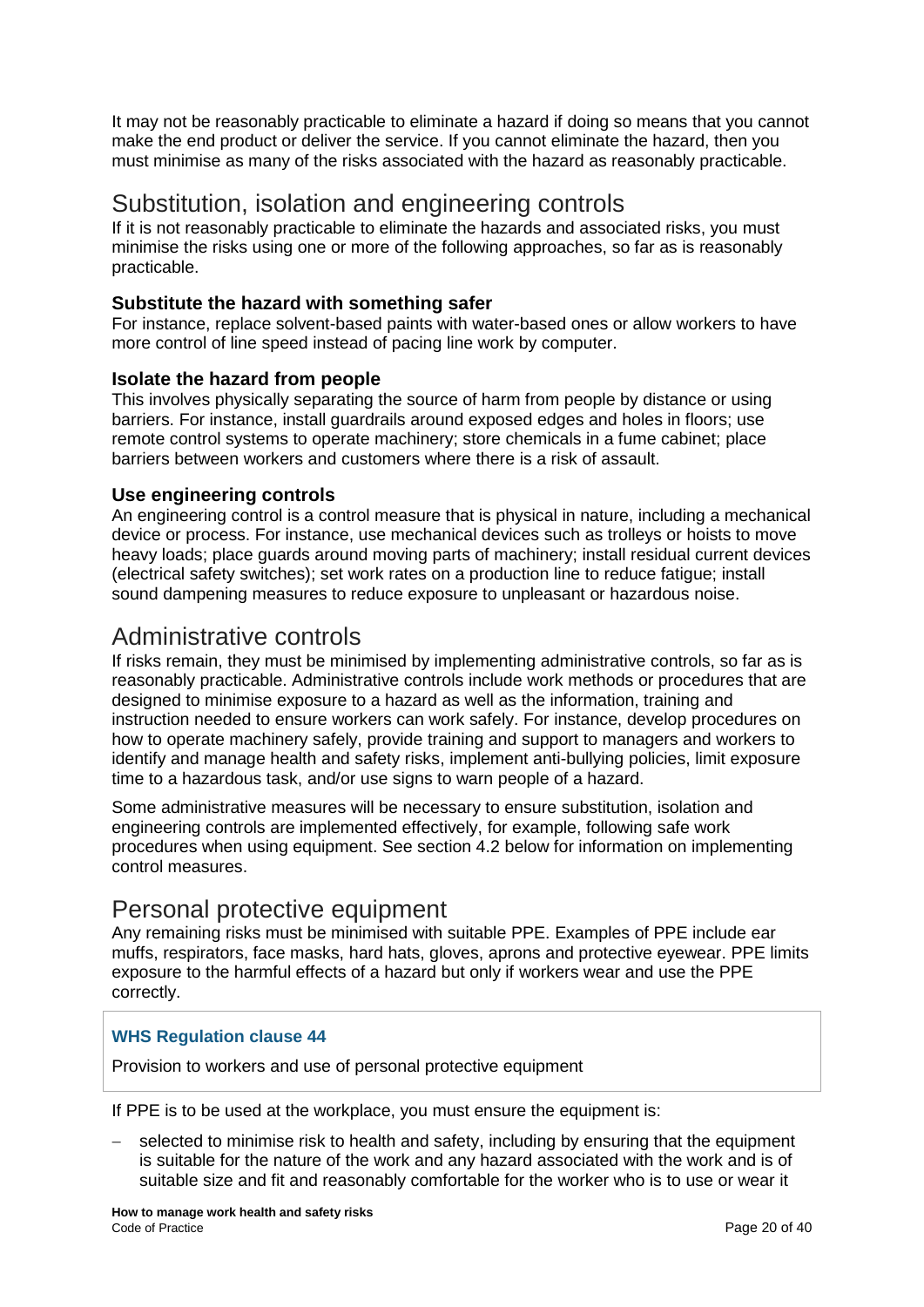It may not be reasonably practicable to eliminate a hazard if doing so means that you cannot make the end product or deliver the service. If you cannot eliminate the hazard, then you must minimise as many of the risks associated with the hazard as reasonably practicable.

## Substitution, isolation and engineering controls

If it is not reasonably practicable to eliminate the hazards and associated risks, you must minimise the risks using one or more of the following approaches, so far as is reasonably practicable.

### Substitute the hazard with something safer

For instance, replace solvent-based paints with water-based ones or allow workers to have more control of line speed instead of pacing line work by computer.

### Isolate the hazard from people

This involves physically separating the source of harm from people by distance or using barriers. For instance, install guardrails around exposed edges and holes in floors; use remote control systems to operate machinery; store chemicals in a fume cabinet; place barriers between workers and customers where there is a risk of assault.

### Use engineering controls

An engineering control is a control measure that is physical in nature, including a mechanical device or process. For instance, use mechanical devices such as trolleys or hoists to move heavy loads; place guards around moving parts of machinery; install residual current devices (electrical safety switches); set work rates on a production line to reduce fatigue; install sound dampening measures to reduce exposure to unpleasant or hazardous noise.

## Administrative controls

If risks remain, they must be minimised by implementing administrative controls, so far as is reasonably practicable. Administrative controls include work methods or procedures that are designed to minimise exposure to a hazard as well as the information, training and instruction needed to ensure workers can work safely. For instance, develop procedures on how to operate machinery safely, provide training and support to managers and workers to identify and manage health and safety risks, implement anti-bullying policies, limit exposure time to a hazardous task, and/or use signs to warn people of a hazard.

Some administrative measures will be necessary to ensure substitution, isolation and engineering controls are implemented effectively, for example, following safe work procedures when using equipment. See section 4.2 below for information on implementing control measures.

## Personal protective equipment

Any remaining risks must be minimised with suitable PPE. Examples of PPE include ear muffs, respirators, face masks, hard hats, gloves, aprons and protective eyewear. PPE limits exposure to the harmful effects of a hazard but only if workers wear and use the PPE correctly.

> **WHS Regulation clause 44**
>
> Provision to workers and use of personal protective equipment

If PPE is to be used at the workplace, you must ensure the equipment is:

- selected to minimise risk to health and safety, including by ensuring that the equipment is suitable for the nature of the work and any hazard associated with the work and is of suitable size and fit and reasonably comfortable for the worker who is to use or wear it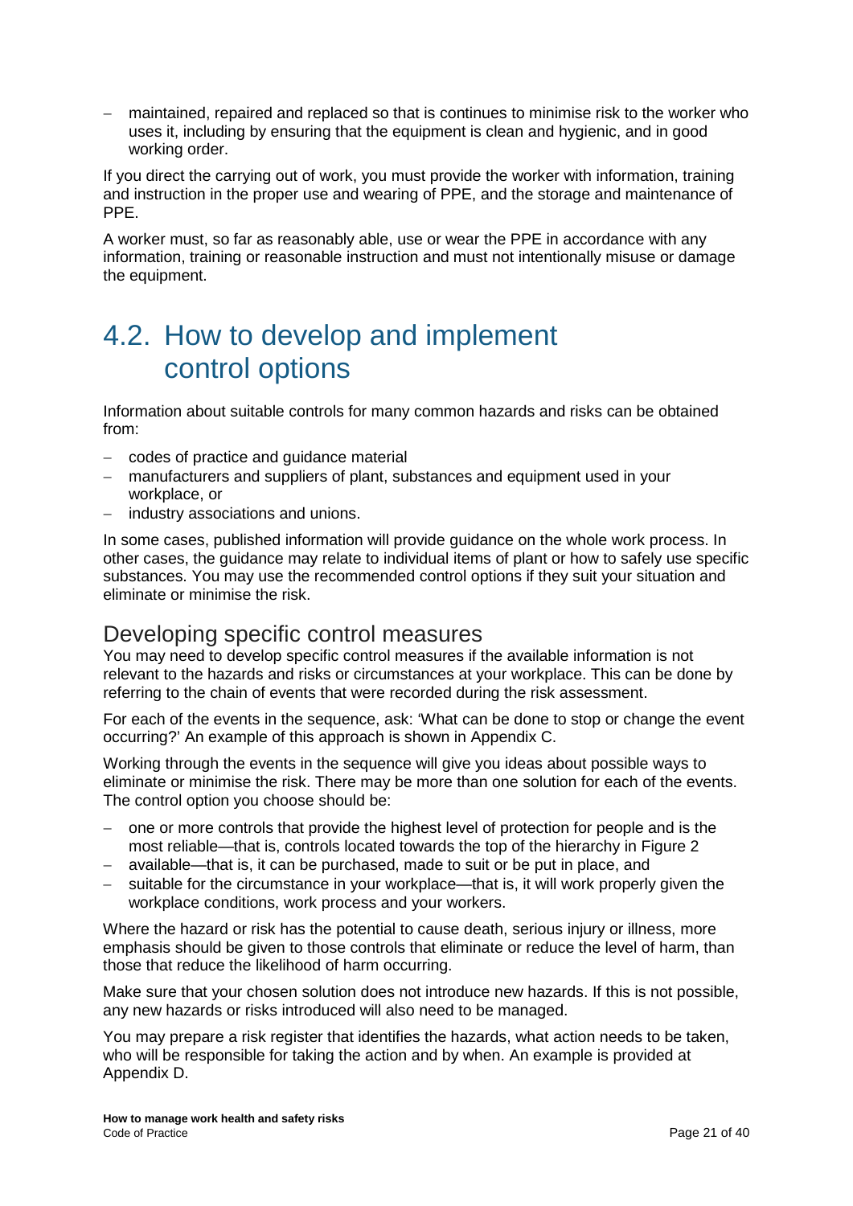- maintained, repaired and replaced so that is continues to minimise risk to the worker who uses it, including by ensuring that the equipment is clean and hygienic, and in good working order.

If you direct the carrying out of work, you must provide the worker with information, training and instruction in the proper use and wearing of PPE, and the storage and maintenance of PPE.

A worker must, so far as reasonably able, use or wear the PPE in accordance with any information, training or reasonable instruction and must not intentionally misuse or damage the equipment.

## 4.2. How to develop and implement control options

Information about suitable controls for many common hazards and risks can be obtained from:

- codes of practice and guidance material
- manufacturers and suppliers of plant, substances and equipment used in your workplace, or
- industry associations and unions.

In some cases, published information will provide guidance on the whole work process. In other cases, the guidance may relate to individual items of plant or how to safely use specific substances. You may use the recommended control options if they suit your situation and eliminate or minimise the risk.

### Developing specific control measures

You may need to develop specific control measures if the available information is not relevant to the hazards and risks or circumstances at your workplace. This can be done by referring to the chain of events that were recorded during the risk assessment.

For each of the events in the sequence, ask: 'What can be done to stop or change the event occurring?' An example of this approach is shown in Appendix C.

Working through the events in the sequence will give you ideas about possible ways to eliminate or minimise the risk. There may be more than one solution for each of the events. The control option you choose should be:

- one or more controls that provide the highest level of protection for people and is the most reliable—that is, controls located towards the top of the hierarchy in Figure 2
- available—that is, it can be purchased, made to suit or be put in place, and
- suitable for the circumstance in your workplace—that is, it will work properly given the workplace conditions, work process and your workers.

Where the hazard or risk has the potential to cause death, serious injury or illness, more emphasis should be given to those controls that eliminate or reduce the level of harm, than those that reduce the likelihood of harm occurring.

Make sure that your chosen solution does not introduce new hazards. If this is not possible, any new hazards or risks introduced will also need to be managed.

You may prepare a risk register that identifies the hazards, what action needs to be taken, who will be responsible for taking the action and by when. An example is provided at Appendix D.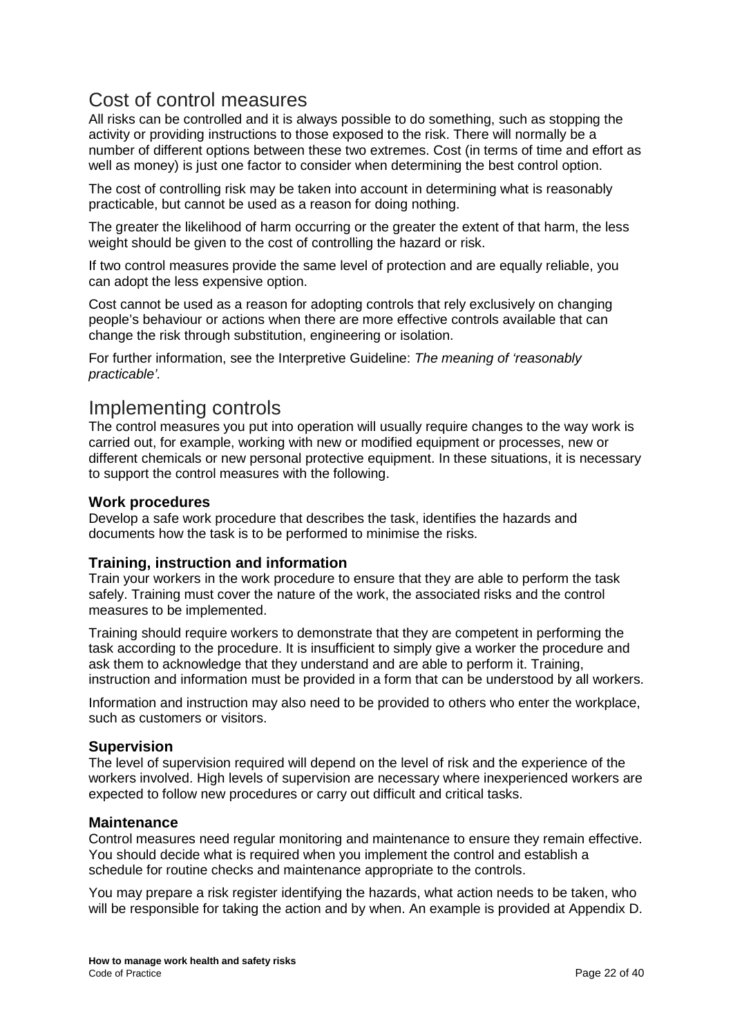## Cost of control measures

All risks can be controlled and it is always possible to do something, such as stopping the activity or providing instructions to those exposed to the risk. There will normally be a number of different options between these two extremes. Cost (in terms of time and effort as well as money) is just one factor to consider when determining the best control option.

The cost of controlling risk may be taken into account in determining what is reasonably practicable, but cannot be used as a reason for doing nothing.

The greater the likelihood of harm occurring or the greater the extent of that harm, the less weight should be given to the cost of controlling the hazard or risk.

If two control measures provide the same level of protection and are equally reliable, you can adopt the less expensive option.

Cost cannot be used as a reason for adopting controls that rely exclusively on changing people's behaviour or actions when there are more effective controls available that can change the risk through substitution, engineering or isolation.

For further information, see the Interpretive Guideline: *The meaning of 'reasonably practicable'.*

## Implementing controls

The control measures you put into operation will usually require changes to the way work is carried out, for example, working with new or modified equipment or processes, new or different chemicals or new personal protective equipment. In these situations, it is necessary to support the control measures with the following.

### Work procedures

Develop a safe work procedure that describes the task, identifies the hazards and documents how the task is to be performed to minimise the risks.

### Training, instruction and information

Train your workers in the work procedure to ensure that they are able to perform the task safely. Training must cover the nature of the work, the associated risks and the control measures to be implemented.

Training should require workers to demonstrate that they are competent in performing the task according to the procedure. It is insufficient to simply give a worker the procedure and ask them to acknowledge that they understand and are able to perform it. Training, instruction and information must be provided in a form that can be understood by all workers.

Information and instruction may also need to be provided to others who enter the workplace, such as customers or visitors.

### Supervision

The level of supervision required will depend on the level of risk and the experience of the workers involved. High levels of supervision are necessary where inexperienced workers are expected to follow new procedures or carry out difficult and critical tasks.

### Maintenance

Control measures need regular monitoring and maintenance to ensure they remain effective. You should decide what is required when you implement the control and establish a schedule for routine checks and maintenance appropriate to the controls.

You may prepare a risk register identifying the hazards, what action needs to be taken, who will be responsible for taking the action and by when. An example is provided at Appendix D.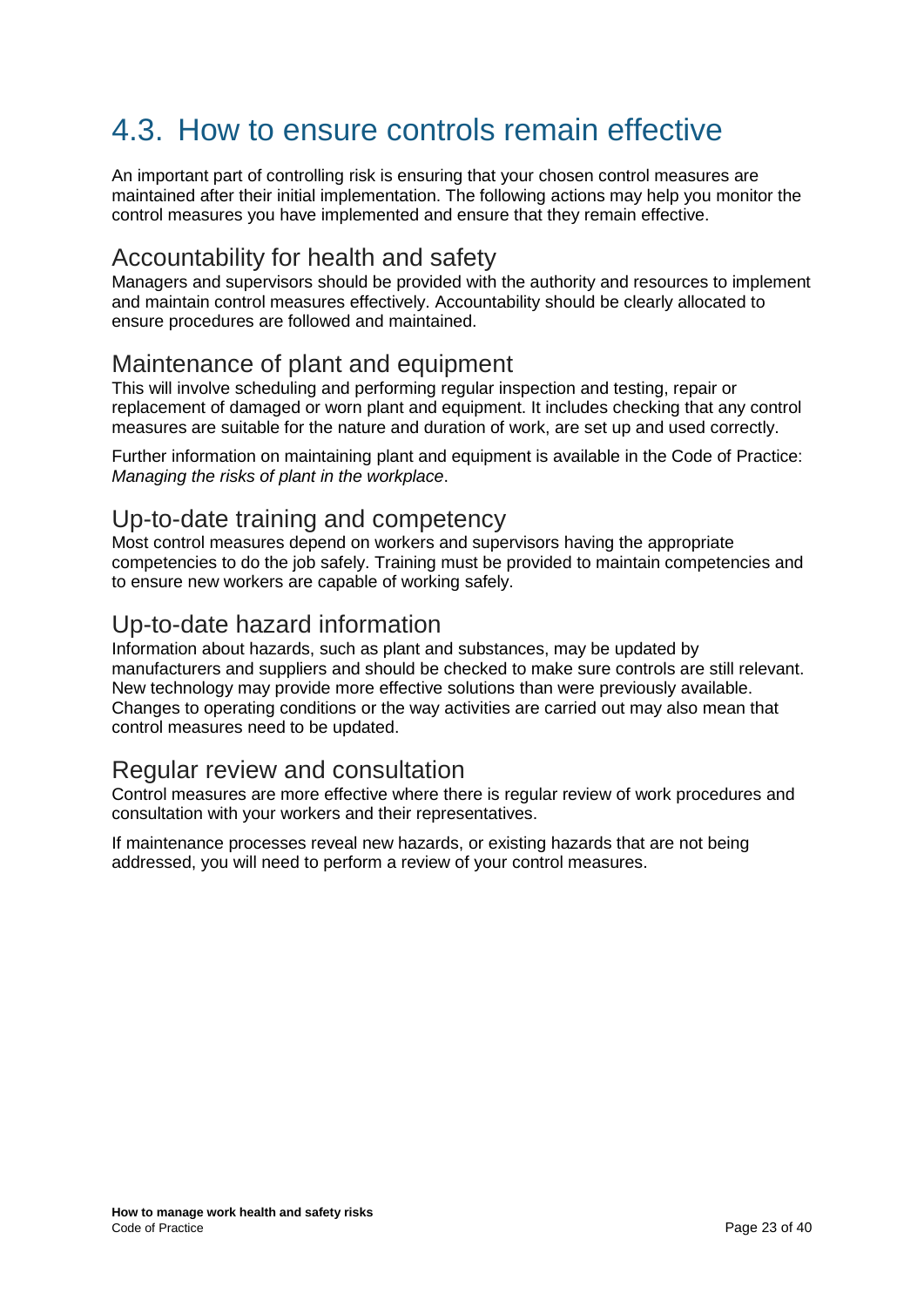# 4.3. How to ensure controls remain effective

An important part of controlling risk is ensuring that your chosen control measures are maintained after their initial implementation. The following actions may help you monitor the control measures you have implemented and ensure that they remain effective.

## Accountability for health and safety

Managers and supervisors should be provided with the authority and resources to implement and maintain control measures effectively. Accountability should be clearly allocated to ensure procedures are followed and maintained.

## Maintenance of plant and equipment

This will involve scheduling and performing regular inspection and testing, repair or replacement of damaged or worn plant and equipment. It includes checking that any control measures are suitable for the nature and duration of work, are set up and used correctly.

Further information on maintaining plant and equipment is available in the Code of Practice: *Managing the risks of plant in the workplace*.

## Up-to-date training and competency

Most control measures depend on workers and supervisors having the appropriate competencies to do the job safely. Training must be provided to maintain competencies and to ensure new workers are capable of working safely.

## Up-to-date hazard information

Information about hazards, such as plant and substances, may be updated by manufacturers and suppliers and should be checked to make sure controls are still relevant. New technology may provide more effective solutions than were previously available. Changes to operating conditions or the way activities are carried out may also mean that control measures need to be updated.

## Regular review and consultation

Control measures are more effective where there is regular review of work procedures and consultation with your workers and their representatives.

If maintenance processes reveal new hazards, or existing hazards that are not being addressed, you will need to perform a review of your control measures.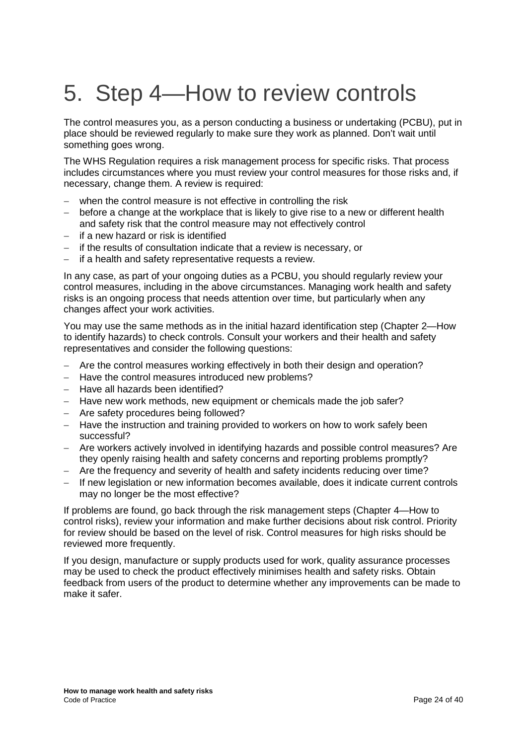# 5. Step 4—How to review controls

The control measures you, as a person conducting a business or undertaking (PCBU), put in place should be reviewed regularly to make sure they work as planned. Don't wait until something goes wrong.

The WHS Regulation requires a risk management process for specific risks. That process includes circumstances where you must review your control measures for those risks and, if necessary, change them. A review is required:

- when the control measure is not effective in controlling the risk
- before a change at the workplace that is likely to give rise to a new or different health and safety risk that the control measure may not effectively control
- if a new hazard or risk is identified
- if the results of consultation indicate that a review is necessary, or
- if a health and safety representative requests a review.

In any case, as part of your ongoing duties as a PCBU, you should regularly review your control measures, including in the above circumstances. Managing work health and safety risks is an ongoing process that needs attention over time, but particularly when any changes affect your work activities.

You may use the same methods as in the initial hazard identification step (Chapter 2—How to identify hazards) to check controls. Consult your workers and their health and safety representatives and consider the following questions:

- Are the control measures working effectively in both their design and operation?
- Have the control measures introduced new problems?
- Have all hazards been identified?
- Have new work methods, new equipment or chemicals made the job safer?
- Are safety procedures being followed?
- Have the instruction and training provided to workers on how to work safely been successful?
- Are workers actively involved in identifying hazards and possible control measures? Are they openly raising health and safety concerns and reporting problems promptly?
- Are the frequency and severity of health and safety incidents reducing over time?
- If new legislation or new information becomes available, does it indicate current controls may no longer be the most effective?

If problems are found, go back through the risk management steps (Chapter 4—How to control risks), review your information and make further decisions about risk control. Priority for review should be based on the level of risk. Control measures for high risks should be reviewed more frequently.

If you design, manufacture or supply products used for work, quality assurance processes may be used to check the product effectively minimises health and safety risks. Obtain feedback from users of the product to determine whether any improvements can be made to make it safer.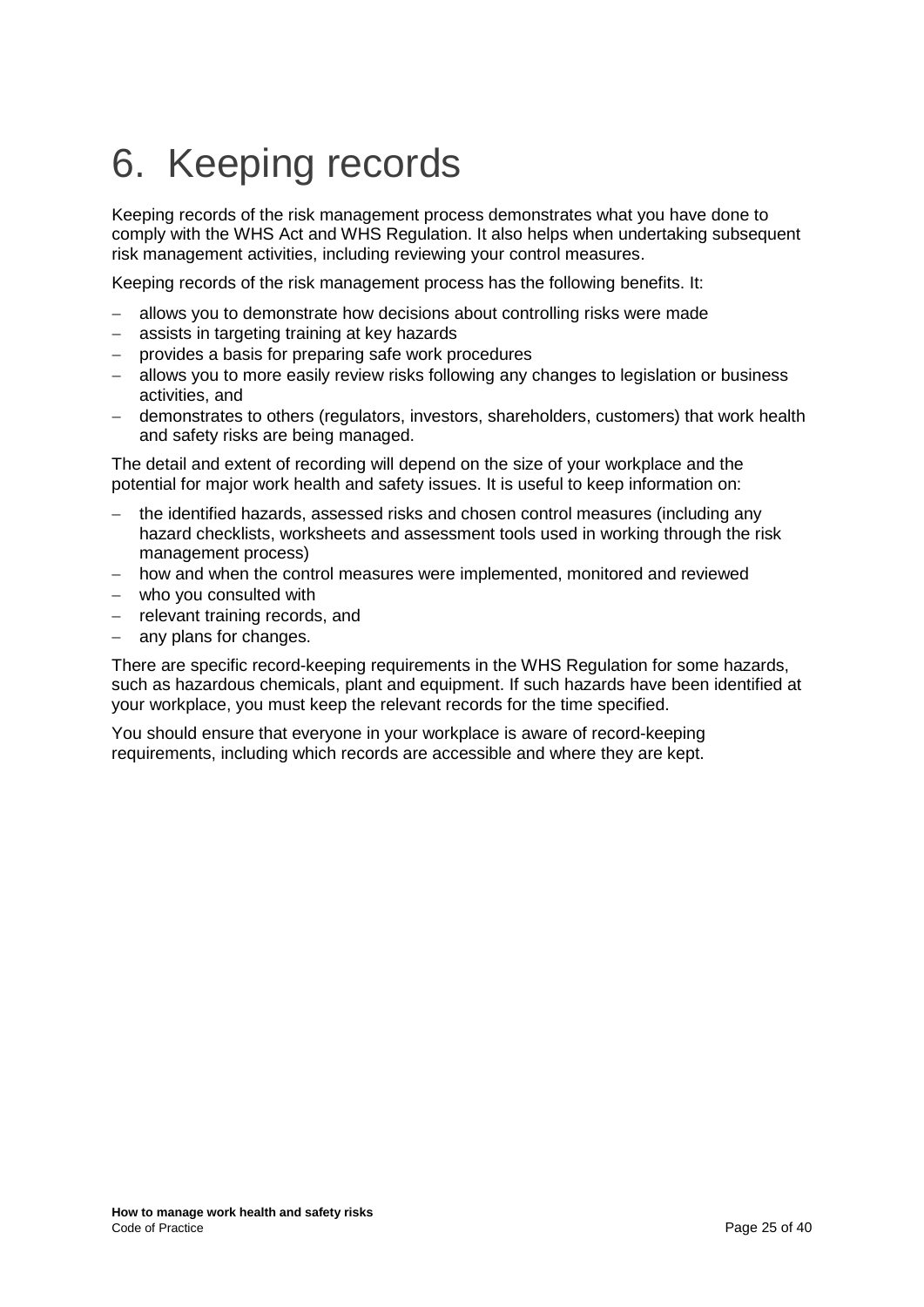# 6. Keeping records

Keeping records of the risk management process demonstrates what you have done to comply with the WHS Act and WHS Regulation. It also helps when undertaking subsequent risk management activities, including reviewing your control measures.

Keeping records of the risk management process has the following benefits. It:

- allows you to demonstrate how decisions about controlling risks were made
- assists in targeting training at key hazards
- provides a basis for preparing safe work procedures
- allows you to more easily review risks following any changes to legislation or business activities, and
- demonstrates to others (regulators, investors, shareholders, customers) that work health and safety risks are being managed.

The detail and extent of recording will depend on the size of your workplace and the potential for major work health and safety issues. It is useful to keep information on:

- the identified hazards, assessed risks and chosen control measures (including any hazard checklists, worksheets and assessment tools used in working through the risk management process)
- how and when the control measures were implemented, monitored and reviewed
- who you consulted with
- relevant training records, and
- any plans for changes.

There are specific record-keeping requirements in the WHS Regulation for some hazards, such as hazardous chemicals, plant and equipment. If such hazards have been identified at your workplace, you must keep the relevant records for the time specified.

You should ensure that everyone in your workplace is aware of record-keeping requirements, including which records are accessible and where they are kept.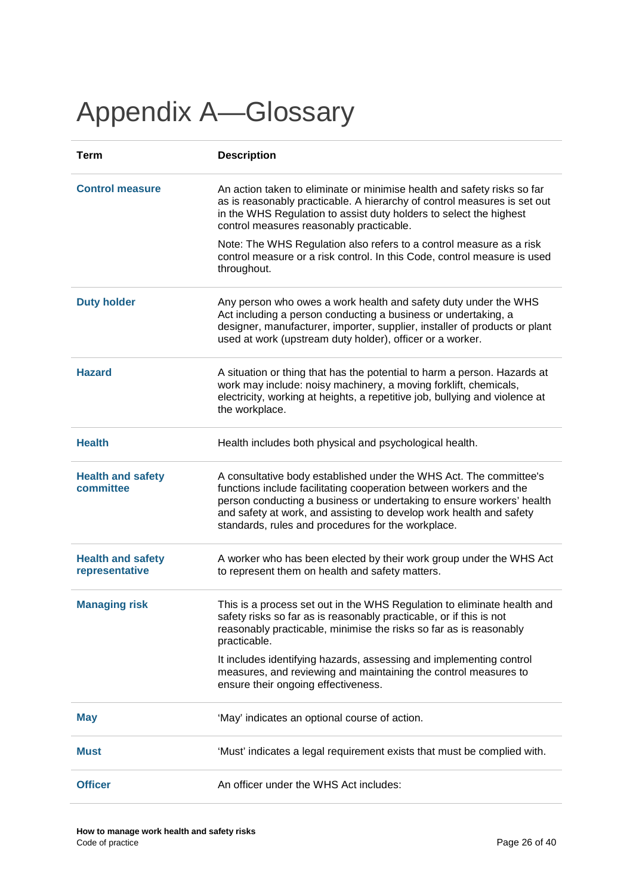# Appendix A—Glossary

| Term | Description |
|---|---|
| **Control measure** | An action taken to eliminate or minimise health and safety risks so far as is reasonably practicable. A hierarchy of control measures is set out in the WHS Regulation to assist duty holders to select the highest control measures reasonably practicable.<br><br>Note: The WHS Regulation also refers to a control measure as a risk control measure or a risk control. In this Code, control measure is used throughout. |
| **Duty holder** | Any person who owes a work health and safety duty under the WHS Act including a person conducting a business or undertaking, a designer, manufacturer, importer, supplier, installer of products or plant used at work (upstream duty holder), officer or a worker. |
| **Hazard** | A situation or thing that has the potential to harm a person. Hazards at work may include: noisy machinery, a moving forklift, chemicals, electricity, working at heights, a repetitive job, bullying and violence at the workplace. |
| **Health** | Health includes both physical and psychological health. |
| **Health and safety committee** | A consultative body established under the WHS Act. The committee's functions include facilitating cooperation between workers and the person conducting a business or undertaking to ensure workers' health and safety at work, and assisting to develop work health and safety standards, rules and procedures for the workplace. |
| **Health and safety representative** | A worker who has been elected by their work group under the WHS Act to represent them on health and safety matters. |
| **Managing risk** | This is a process set out in the WHS Regulation to eliminate health and safety risks so far as is reasonably practicable, or if this is not reasonably practicable, minimise the risks so far as is reasonably practicable.<br><br>It includes identifying hazards, assessing and implementing control measures, and reviewing and maintaining the control measures to ensure their ongoing effectiveness. |
| **May** | 'May' indicates an optional course of action. |
| **Must** | 'Must' indicates a legal requirement exists that must be complied with. |
| **Officer** | An officer under the WHS Act includes: |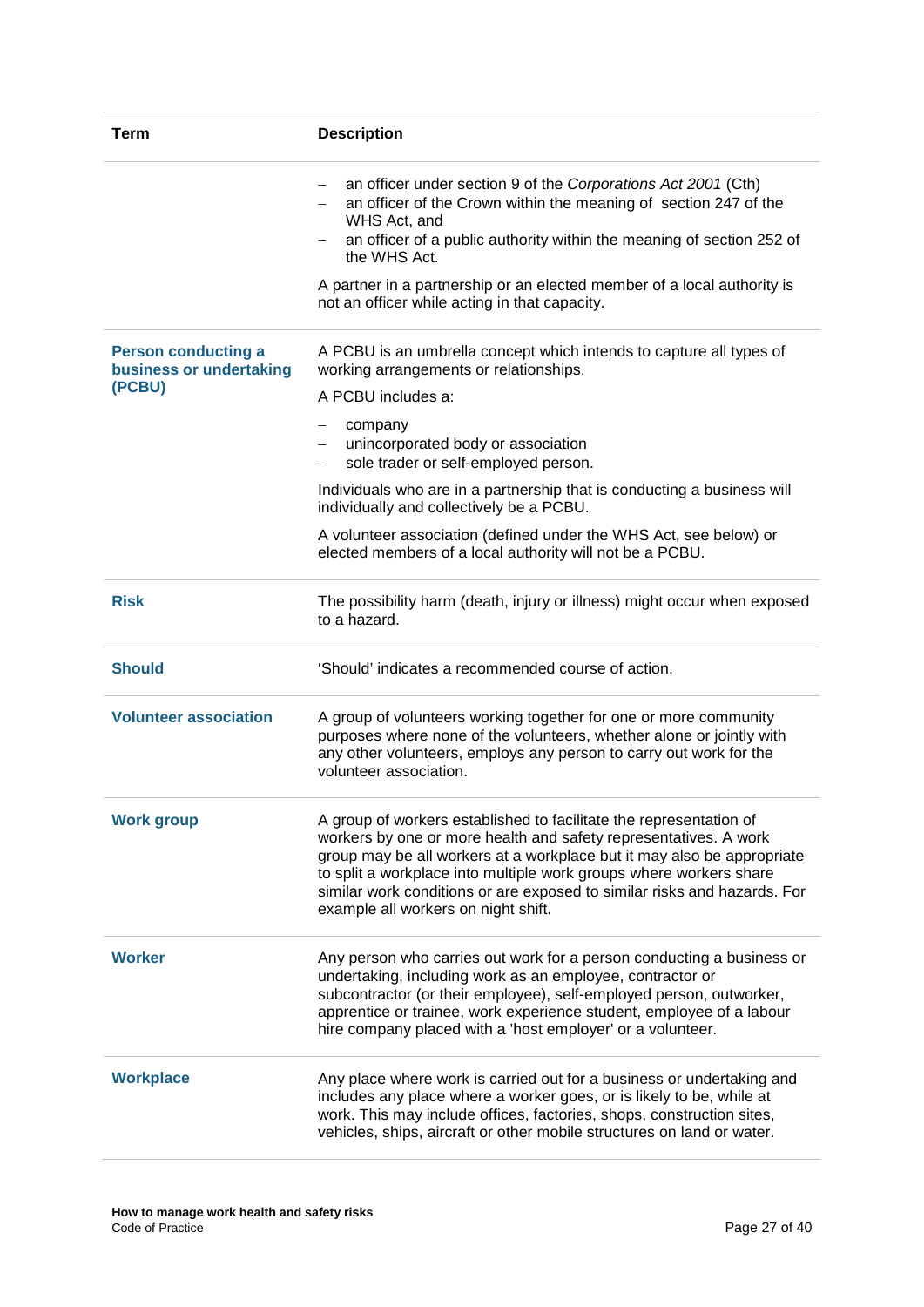| Term | Description |
| --- | --- |
| | – an officer under section 9 of the *Corporations Act 2001* (Cth)<br>– an officer of the Crown within the meaning of  section 247 of the WHS Act, and<br>– an officer of a public authority within the meaning of section 252 of the WHS Act.<br><br>A partner in a partnership or an elected member of a local authority is not an officer while acting in that capacity. |
| **Person conducting a business or undertaking (PCBU)** | A PCBU is an umbrella concept which intends to capture all types of working arrangements or relationships.<br><br>A PCBU includes a:<br><br>– company<br>– unincorporated body or association<br>– sole trader or self-employed person.<br><br>Individuals who are in a partnership that is conducting a business will individually and collectively be a PCBU.<br><br>A volunteer association (defined under the WHS Act, see below) or elected members of a local authority will not be a PCBU. |
| **Risk** | The possibility harm (death, injury or illness) might occur when exposed to a hazard. |
| **Should** | 'Should' indicates a recommended course of action. |
| **Volunteer association** | A group of volunteers working together for one or more community purposes where none of the volunteers, whether alone or jointly with any other volunteers, employs any person to carry out work for the volunteer association. |
| **Work group** | A group of workers established to facilitate the representation of workers by one or more health and safety representatives. A work group may be all workers at a workplace but it may also be appropriate to split a workplace into multiple work groups where workers share similar work conditions or are exposed to similar risks and hazards. For example all workers on night shift. |
| **Worker** | Any person who carries out work for a person conducting a business or undertaking, including work as an employee, contractor or subcontractor (or their employee), self-employed person, outworker, apprentice or trainee, work experience student, employee of a labour hire company placed with a 'host employer' or a volunteer. |
| **Workplace** | Any place where work is carried out for a business or undertaking and includes any place where a worker goes, or is likely to be, while at work. This may include offices, factories, shops, construction sites, vehicles, ships, aircraft or other mobile structures on land or water. |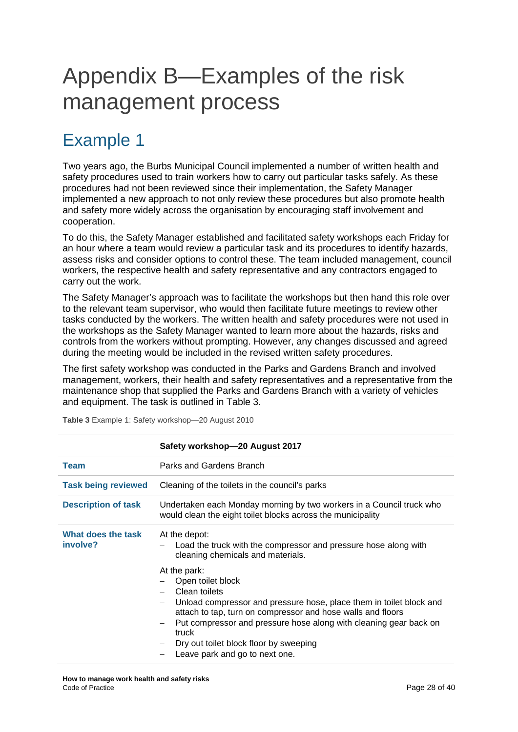# Appendix B—Examples of the risk management process

## Example 1

Two years ago, the Burbs Municipal Council implemented a number of written health and safety procedures used to train workers how to carry out particular tasks safely. As these procedures had not been reviewed since their implementation, the Safety Manager implemented a new approach to not only review these procedures but also promote health and safety more widely across the organisation by encouraging staff involvement and cooperation.

To do this, the Safety Manager established and facilitated safety workshops each Friday for an hour where a team would review a particular task and its procedures to identify hazards, assess risks and consider options to control these. The team included management, council workers, the respective health and safety representative and any contractors engaged to carry out the work.

The Safety Manager's approach was to facilitate the workshops but then hand this role over to the relevant team supervisor, who would then facilitate future meetings to review other tasks conducted by the workers. The written health and safety procedures were not used in the workshops as the Safety Manager wanted to learn more about the hazards, risks and controls from the workers without prompting. However, any changes discussed and agreed during the meeting would be included in the revised written safety procedures.

The first safety workshop was conducted in the Parks and Gardens Branch and involved management, workers, their health and safety representatives and a representative from the maintenance shop that supplied the Parks and Gardens Branch with a variety of vehicles and equipment. The task is outlined in Table 3.

**Table 3** Example 1: Safety workshop—20 August 2010

| | **Safety workshop—20 August 2017** |
|---|---|
| **Team** | Parks and Gardens Branch |
| **Task being reviewed** | Cleaning of the toilets in the council's parks |
| **Description of task** | Undertaken each Monday morning by two workers in a Council truck who would clean the eight toilet blocks across the municipality |
| **What does the task involve?** | At the depot:<br>– Load the truck with the compressor and pressure hose along with cleaning chemicals and materials.<br><br>At the park:<br>– Open toilet block<br>– Clean toilets<br>– Unload compressor and pressure hose, place them in toilet block and attach to tap, turn on compressor and hose walls and floors<br>– Put compressor and pressure hose along with cleaning gear back on truck<br>– Dry out toilet block floor by sweeping<br>– Leave park and go to next one. |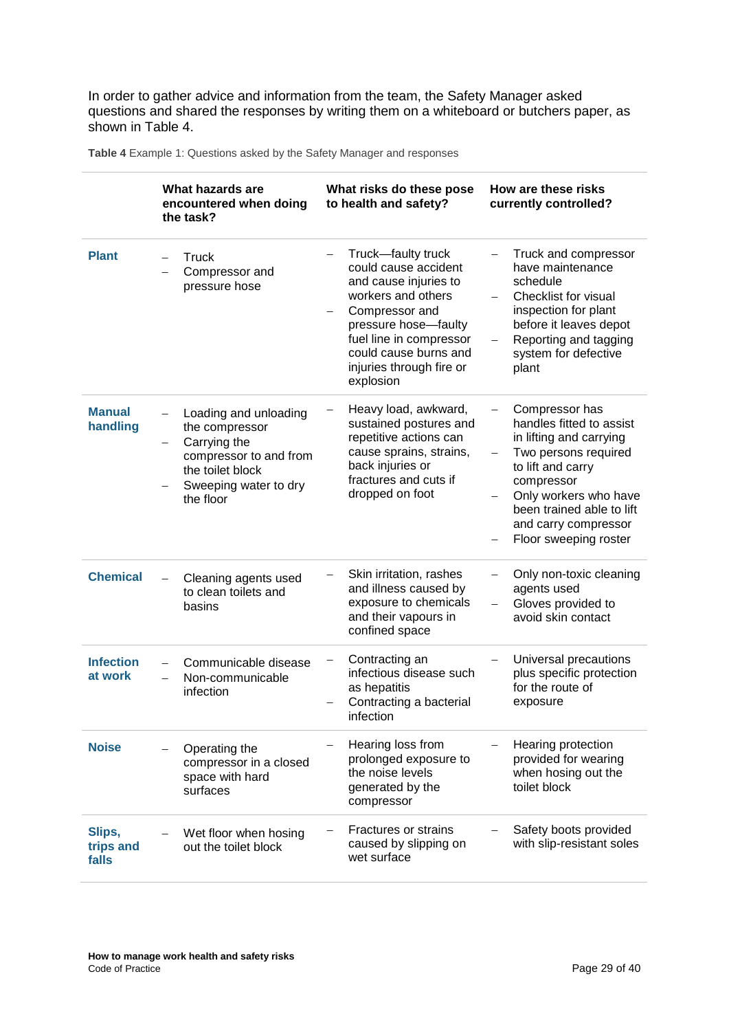In order to gather advice and information from the team, the Safety Manager asked questions and shared the responses by writing them on a whiteboard or butchers paper, as shown in Table 4.

**Table 4** Example 1: Questions asked by the Safety Manager and responses

| | What hazards are encountered when doing the task? | What risks do these pose to health and safety? | How are these risks currently controlled? |
|---|---|---|---|
| **Plant** | – Truck<br>– Compressor and pressure hose | – Truck—faulty truck could cause accident and cause injuries to workers and others<br>– Compressor and pressure hose—faulty fuel line in compressor could cause burns and injuries through fire or explosion | – Truck and compressor have maintenance schedule<br>– Checklist for visual inspection for plant before it leaves depot<br>– Reporting and tagging system for defective plant |
| **Manual handling** | – Loading and unloading the compressor<br>– Carrying the compressor to and from the toilet block<br>– Sweeping water to dry the floor | – Heavy load, awkward, sustained postures and repetitive actions can cause sprains, strains, back injuries or fractures and cuts if dropped on foot | – Compressor has handles fitted to assist in lifting and carrying<br>– Two persons required to lift and carry compressor<br>– Only workers who have been trained able to lift and carry compressor<br>– Floor sweeping roster |
| **Chemical** | – Cleaning agents used to clean toilets and basins | – Skin irritation, rashes and illness caused by exposure to chemicals and their vapours in confined space | – Only non-toxic cleaning agents used<br>– Gloves provided to avoid skin contact |
| **Infection at work** | – Communicable disease<br>– Non-communicable infection | – Contracting an infectious disease such as hepatitis<br>– Contracting a bacterial infection | – Universal precautions plus specific protection for the route of exposure |
| **Noise** | – Operating the compressor in a closed space with hard surfaces | – Hearing loss from prolonged exposure to the noise levels generated by the compressor | – Hearing protection provided for wearing when hosing out the toilet block |
| **Slips, trips and falls** | – Wet floor when hosing out the toilet block | – Fractures or strains caused by slipping on wet surface | – Safety boots provided with slip-resistant soles |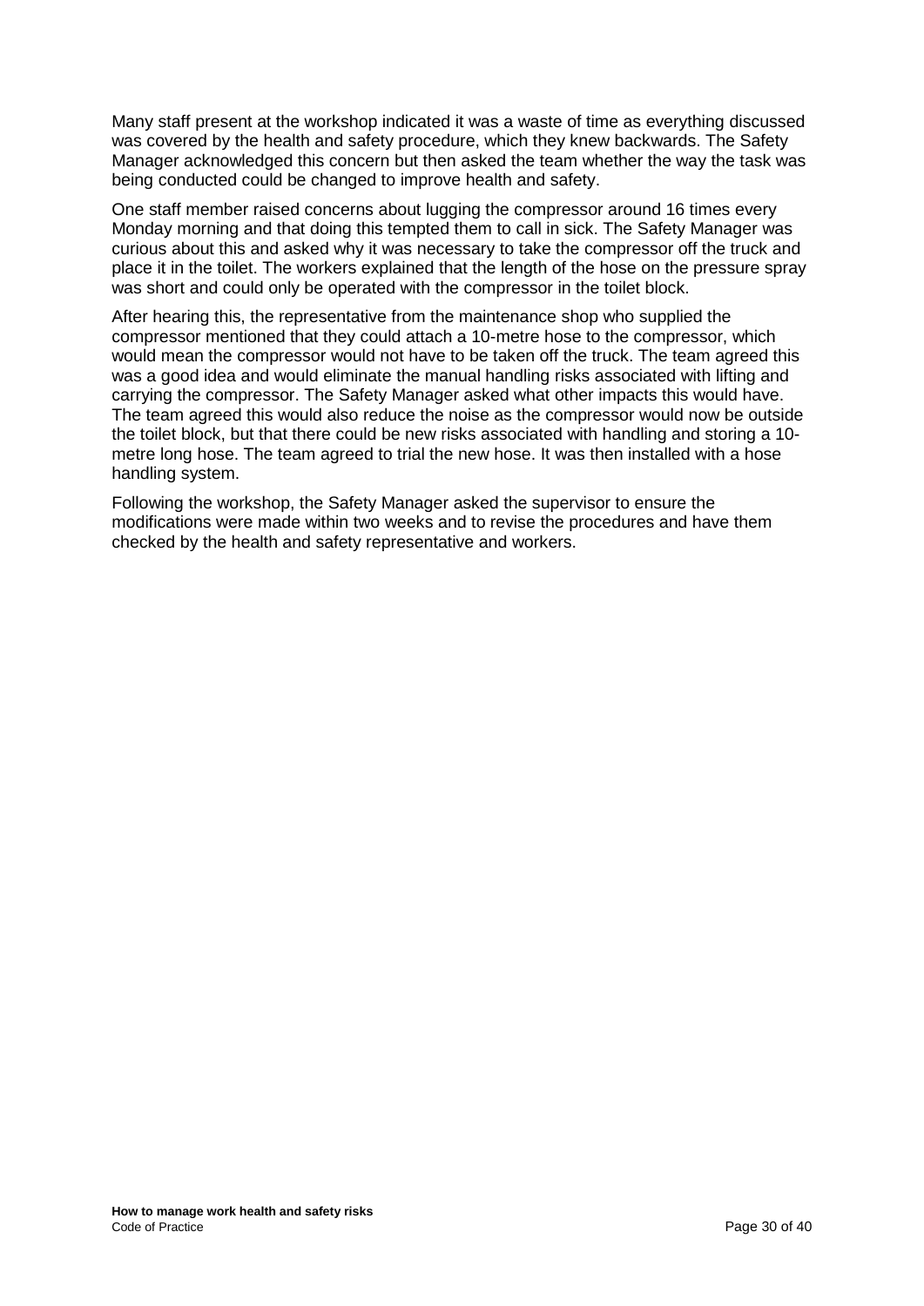Many staff present at the workshop indicated it was a waste of time as everything discussed was covered by the health and safety procedure, which they knew backwards. The Safety Manager acknowledged this concern but then asked the team whether the way the task was being conducted could be changed to improve health and safety.

One staff member raised concerns about lugging the compressor around 16 times every Monday morning and that doing this tempted them to call in sick. The Safety Manager was curious about this and asked why it was necessary to take the compressor off the truck and place it in the toilet. The workers explained that the length of the hose on the pressure spray was short and could only be operated with the compressor in the toilet block.

After hearing this, the representative from the maintenance shop who supplied the compressor mentioned that they could attach a 10-metre hose to the compressor, which would mean the compressor would not have to be taken off the truck. The team agreed this was a good idea and would eliminate the manual handling risks associated with lifting and carrying the compressor. The Safety Manager asked what other impacts this would have. The team agreed this would also reduce the noise as the compressor would now be outside the toilet block, but that there could be new risks associated with handling and storing a 10-metre long hose. The team agreed to trial the new hose. It was then installed with a hose handling system.

Following the workshop, the Safety Manager asked the supervisor to ensure the modifications were made within two weeks and to revise the procedures and have them checked by the health and safety representative and workers.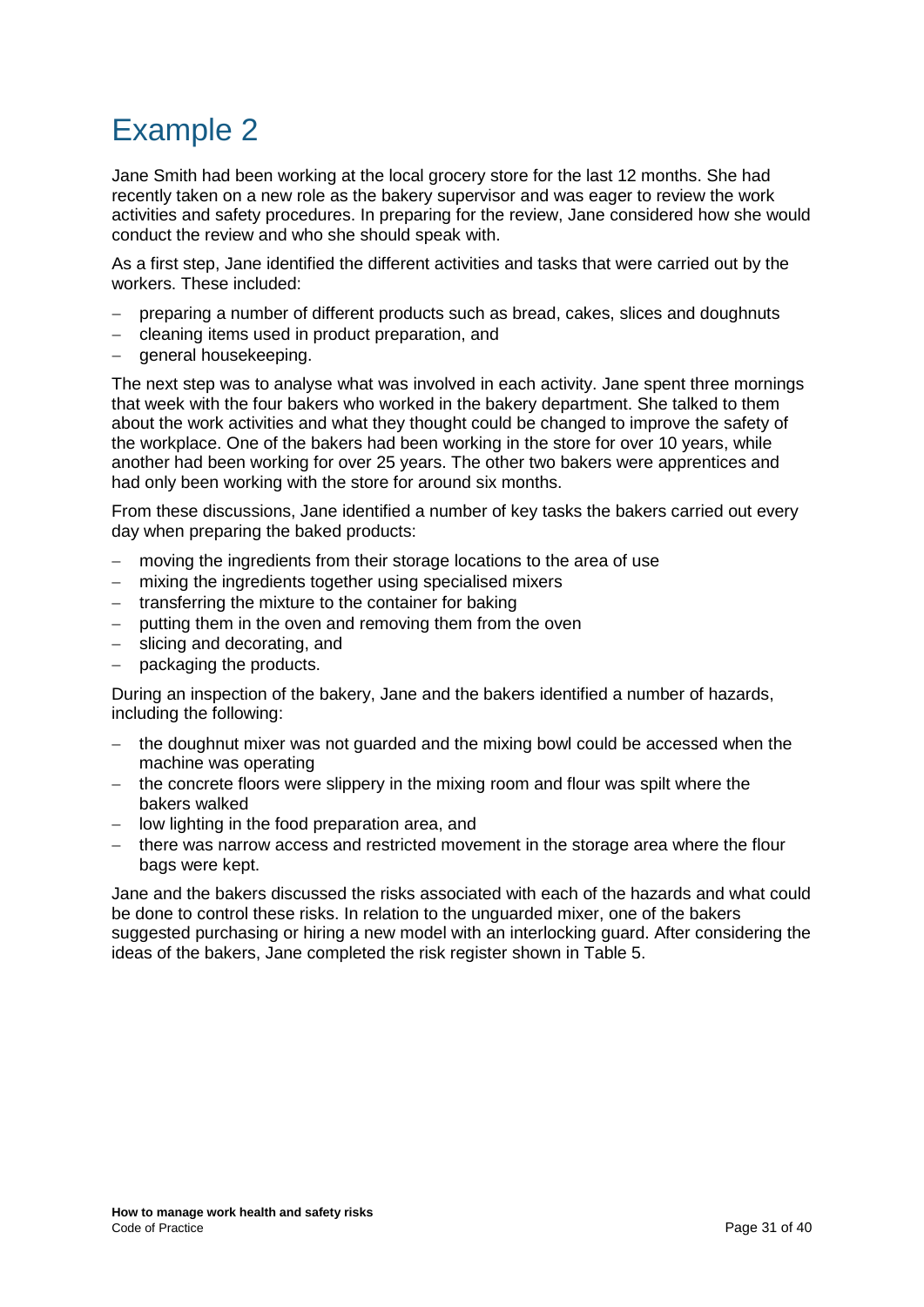# Example 2

Jane Smith had been working at the local grocery store for the last 12 months. She had recently taken on a new role as the bakery supervisor and was eager to review the work activities and safety procedures. In preparing for the review, Jane considered how she would conduct the review and who she should speak with.

As a first step, Jane identified the different activities and tasks that were carried out by the workers. These included:

- preparing a number of different products such as bread, cakes, slices and doughnuts
- cleaning items used in product preparation, and
- general housekeeping.

The next step was to analyse what was involved in each activity. Jane spent three mornings that week with the four bakers who worked in the bakery department. She talked to them about the work activities and what they thought could be changed to improve the safety of the workplace. One of the bakers had been working in the store for over 10 years, while another had been working for over 25 years. The other two bakers were apprentices and had only been working with the store for around six months.

From these discussions, Jane identified a number of key tasks the bakers carried out every day when preparing the baked products:

- moving the ingredients from their storage locations to the area of use
- mixing the ingredients together using specialised mixers
- transferring the mixture to the container for baking
- putting them in the oven and removing them from the oven
- slicing and decorating, and
- packaging the products.

During an inspection of the bakery, Jane and the bakers identified a number of hazards, including the following:

- the doughnut mixer was not guarded and the mixing bowl could be accessed when the machine was operating
- the concrete floors were slippery in the mixing room and flour was spilt where the bakers walked
- low lighting in the food preparation area, and
- there was narrow access and restricted movement in the storage area where the flour bags were kept.

Jane and the bakers discussed the risks associated with each of the hazards and what could be done to control these risks. In relation to the unguarded mixer, one of the bakers suggested purchasing or hiring a new model with an interlocking guard. After considering the ideas of the bakers, Jane completed the risk register shown in Table 5.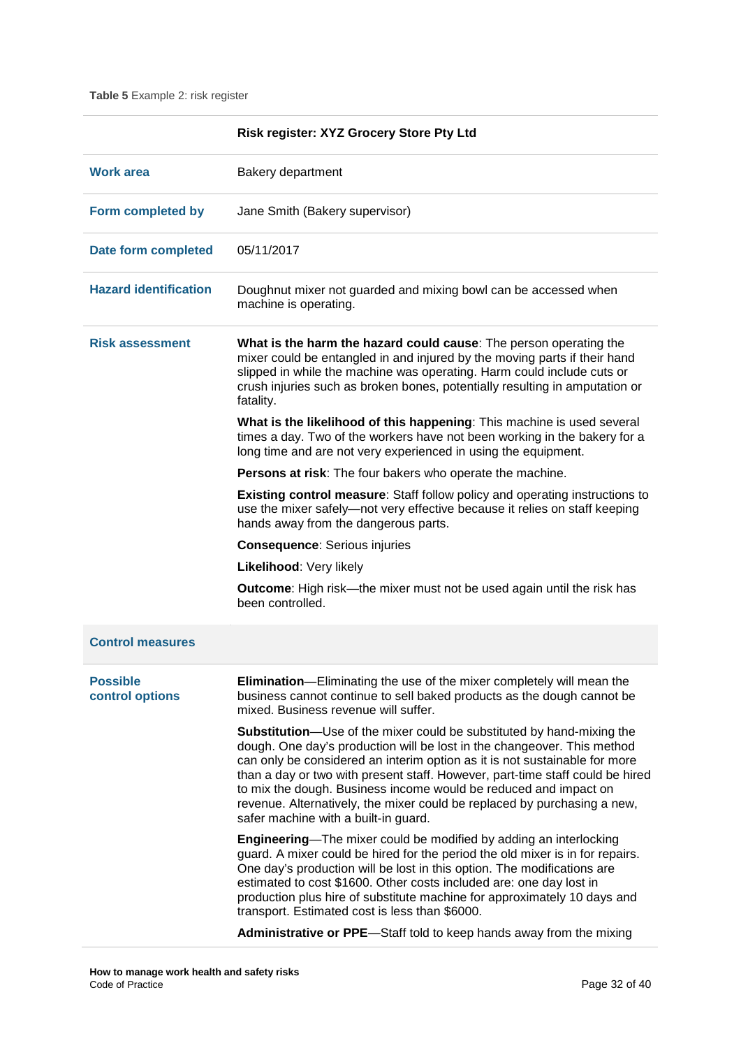**Table 5** Example 2: risk register

| | Risk register: XYZ Grocery Store Pty Ltd |
|---|---|
| **Work area** | Bakery department |
| **Form completed by** | Jane Smith (Bakery supervisor) |
| **Date form completed** | 05/11/2017 |
| **Hazard identification** | Doughnut mixer not guarded and mixing bowl can be accessed when machine is operating. |
| **Risk assessment** | **What is the harm the hazard could cause**: The person operating the mixer could be entangled in and injured by the moving parts if their hand slipped in while the machine was operating. Harm could include cuts or crush injuries such as broken bones, potentially resulting in amputation or fatality.<br><br>**What is the likelihood of this happening**: This machine is used several times a day. Two of the workers have not been working in the bakery for a long time and are not very experienced in using the equipment.<br><br>**Persons at risk**: The four bakers who operate the machine.<br><br>**Existing control measure**: Staff follow policy and operating instructions to use the mixer safely—not very effective because it relies on staff keeping hands away from the dangerous parts.<br><br>**Consequence**: Serious injuries<br><br>**Likelihood**: Very likely<br><br>**Outcome**: High risk—the mixer must not be used again until the risk has been controlled. |
| **Control measures** | |
| **Possible control options** | **Elimination**—Eliminating the use of the mixer completely will mean the business cannot continue to sell baked products as the dough cannot be mixed. Business revenue will suffer.<br><br>**Substitution**—Use of the mixer could be substituted by hand-mixing the dough. One day's production will be lost in the changeover. This method can only be considered an interim option as it is not sustainable for more than a day or two with present staff. However, part-time staff could be hired to mix the dough. Business income would be reduced and impact on revenue. Alternatively, the mixer could be replaced by purchasing a new, safer machine with a built-in guard.<br><br>**Engineering**—The mixer could be modified by adding an interlocking guard. A mixer could be hired for the period the old mixer is in for repairs. One day's production will be lost in this option. The modifications are estimated to cost $1600. Other costs included are: one day lost in production plus hire of substitute machine for approximately 10 days and transport. Estimated cost is less than $6000.<br><br>**Administrative or PPE**—Staff told to keep hands away from the mixing |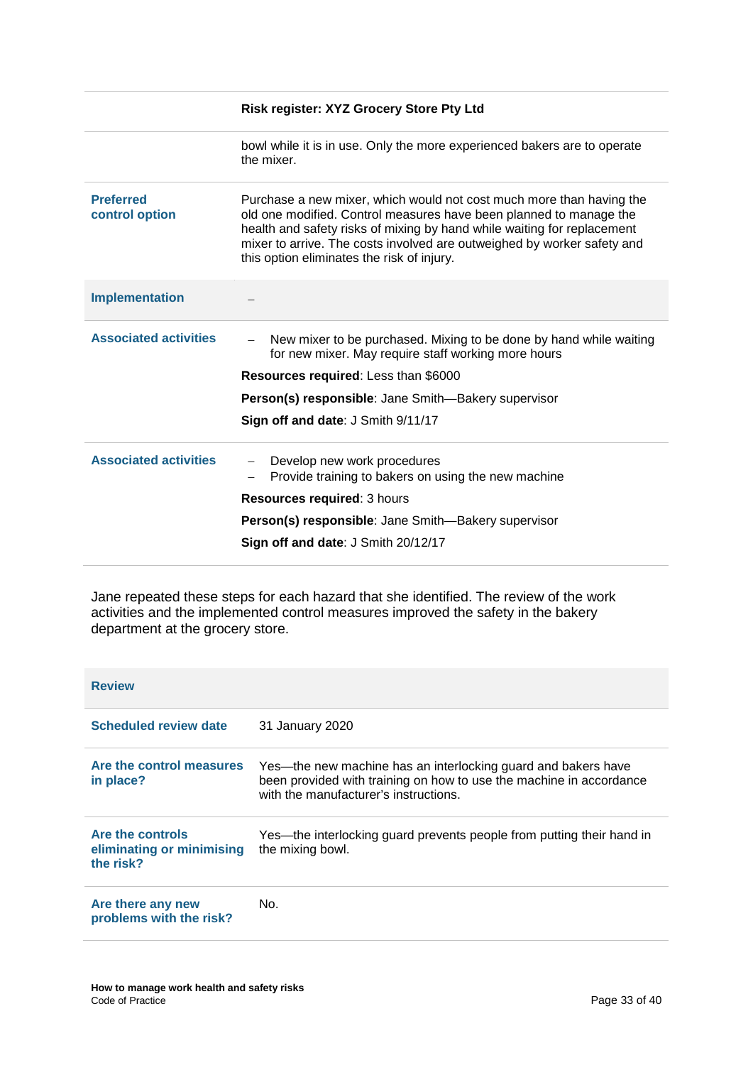| | Risk register: XYZ Grocery Store Pty Ltd |
|---|---|
| | bowl while it is in use. Only the more experienced bakers are to operate the mixer. |
| **Preferred control option** | Purchase a new mixer, which would not cost much more than having the old one modified. Control measures have been planned to manage the health and safety risks of mixing by hand while waiting for replacement mixer to arrive. The costs involved are outweighed by worker safety and this option eliminates the risk of injury. |
| **Implementation** | – |
| **Associated activities** | – New mixer to be purchased. Mixing to be done by hand while waiting for new mixer. May require staff working more hours<br>**Resources required**: Less than $6000<br>**Person(s) responsible**: Jane Smith—Bakery supervisor<br>**Sign off and date**: J Smith 9/11/17 |
| **Associated activities** | – Develop new work procedures<br>– Provide training to bakers on using the new machine<br>**Resources required**: 3 hours<br>**Person(s) responsible**: Jane Smith—Bakery supervisor<br>**Sign off and date**: J Smith 20/12/17 |

Jane repeated these steps for each hazard that she identified. The review of the work activities and the implemented control measures improved the safety in the bakery department at the grocery store.

| **Review** | |
|---|---|
| **Scheduled review date** | 31 January 2020 |
| **Are the control measures in place?** | Yes—the new machine has an interlocking guard and bakers have been provided with training on how to use the machine in accordance with the manufacturer's instructions. |
| **Are the controls eliminating or minimising the risk?** | Yes—the interlocking guard prevents people from putting their hand in the mixing bowl. |
| **Are there any new problems with the risk?** | No. |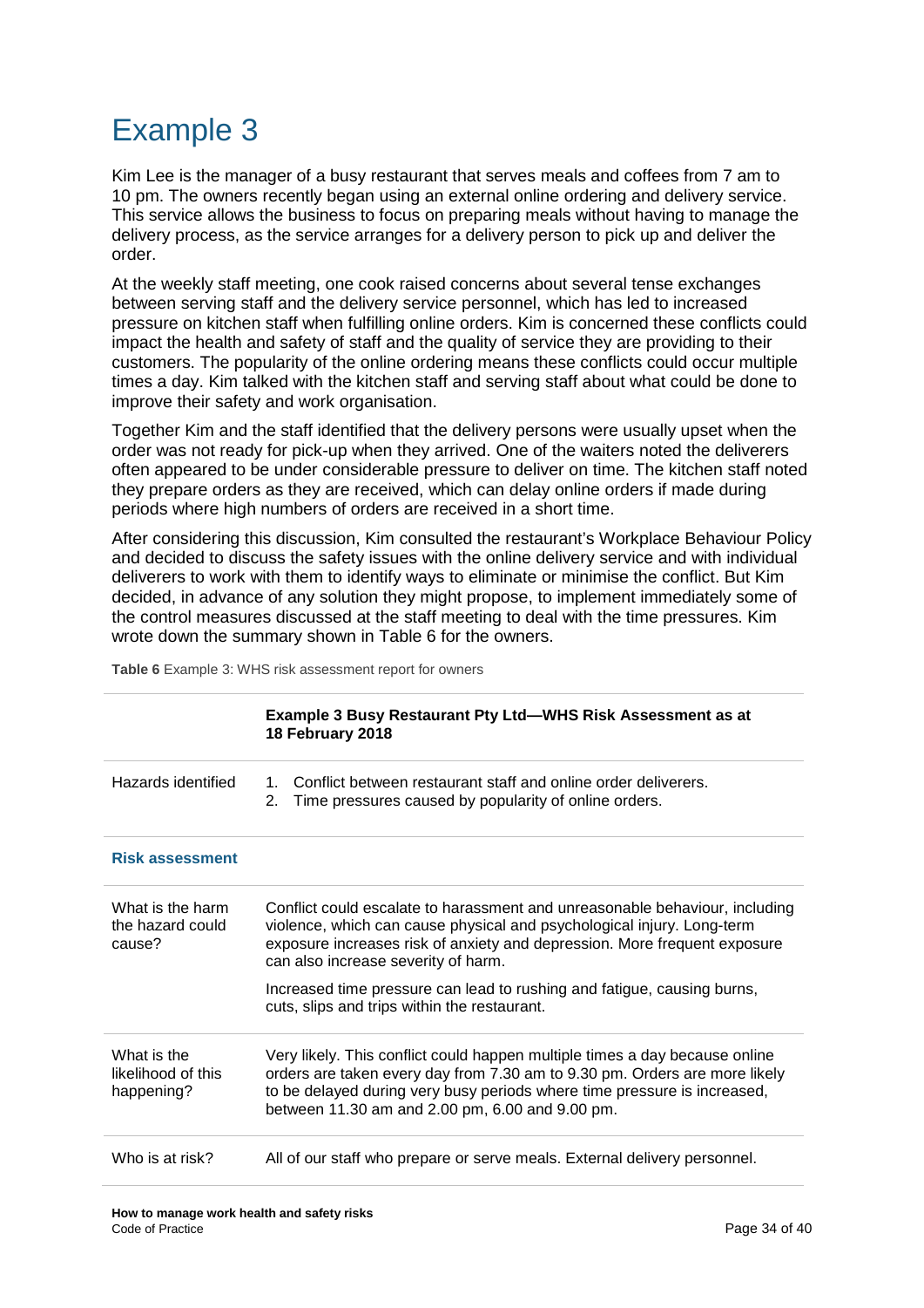# Example 3

Kim Lee is the manager of a busy restaurant that serves meals and coffees from 7 am to 10 pm. The owners recently began using an external online ordering and delivery service. This service allows the business to focus on preparing meals without having to manage the delivery process, as the service arranges for a delivery person to pick up and deliver the order.

At the weekly staff meeting, one cook raised concerns about several tense exchanges between serving staff and the delivery service personnel, which has led to increased pressure on kitchen staff when fulfilling online orders. Kim is concerned these conflicts could impact the health and safety of staff and the quality of service they are providing to their customers. The popularity of the online ordering means these conflicts could occur multiple times a day. Kim talked with the kitchen staff and serving staff about what could be done to improve their safety and work organisation.

Together Kim and the staff identified that the delivery persons were usually upset when the order was not ready for pick-up when they arrived. One of the waiters noted the deliverers often appeared to be under considerable pressure to deliver on time. The kitchen staff noted they prepare orders as they are received, which can delay online orders if made during periods where high numbers of orders are received in a short time.

After considering this discussion, Kim consulted the restaurant's Workplace Behaviour Policy and decided to discuss the safety issues with the online delivery service and with individual deliverers to work with them to identify ways to eliminate or minimise the conflict. But Kim decided, in advance of any solution they might propose, to implement immediately some of the control measures discussed at the staff meeting to deal with the time pressures. Kim wrote down the summary shown in Table 6 for the owners.

**Table 6** Example 3: WHS risk assessment report for owners

| | **Example 3 Busy Restaurant Pty Ltd—WHS Risk Assessment as at 18 February 2018** |
|---|---|
| Hazards identified | 1. Conflict between restaurant staff and online order deliverers.<br>2. Time pressures caused by popularity of online orders. |
| **Risk assessment** | |
| What is the harm the hazard could cause? | Conflict could escalate to harassment and unreasonable behaviour, including violence, which can cause physical and psychological injury. Long-term exposure increases risk of anxiety and depression. More frequent exposure can also increase severity of harm.<br><br>Increased time pressure can lead to rushing and fatigue, causing burns, cuts, slips and trips within the restaurant. |
| What is the likelihood of this happening? | Very likely. This conflict could happen multiple times a day because online orders are taken every day from 7.30 am to 9.30 pm. Orders are more likely to be delayed during very busy periods where time pressure is increased, between 11.30 am and 2.00 pm, 6.00 and 9.00 pm. |
| Who is at risk? | All of our staff who prepare or serve meals. External delivery personnel. |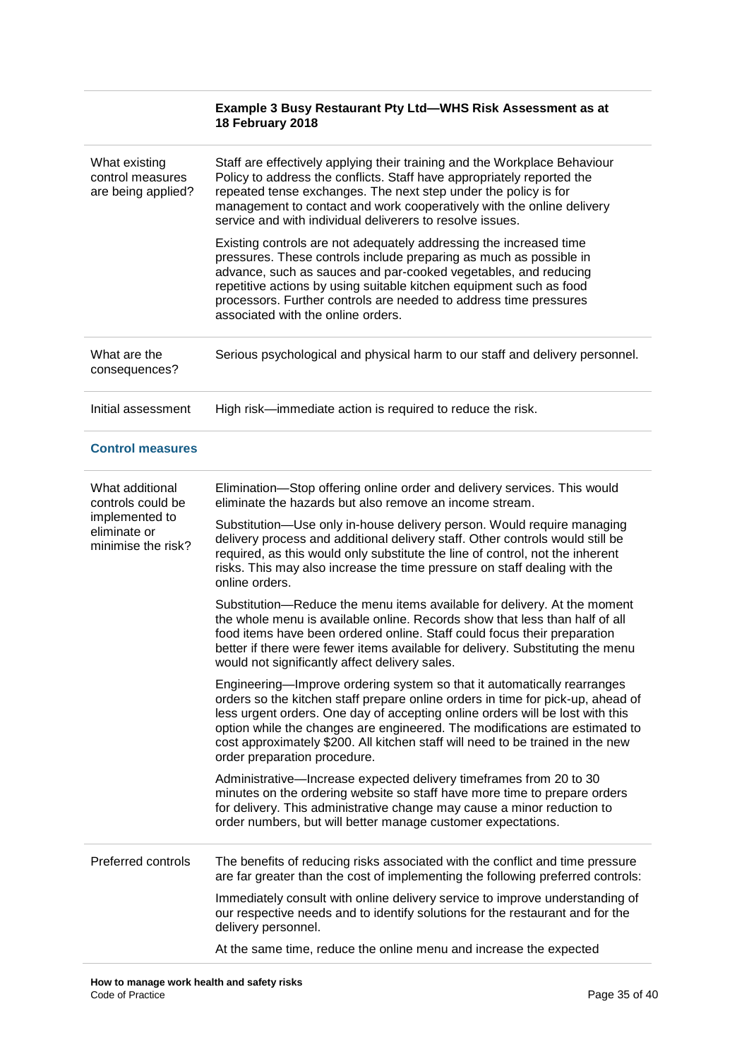| | **Example 3 Busy Restaurant Pty Ltd—WHS Risk Assessment as at 18 February 2018** |
|---|---|
| What existing control measures are being applied? | Staff are effectively applying their training and the Workplace Behaviour Policy to address the conflicts. Staff have appropriately reported the repeated tense exchanges. The next step under the policy is for management to contact and work cooperatively with the online delivery service and with individual deliverers to resolve issues.<br><br>Existing controls are not adequately addressing the increased time pressures. These controls include preparing as much as possible in advance, such as sauces and par-cooked vegetables, and reducing repetitive actions by using suitable kitchen equipment such as food processors. Further controls are needed to address time pressures associated with the online orders. |
| What are the consequences? | Serious psychological and physical harm to our staff and delivery personnel. |
| Initial assessment | High risk—immediate action is required to reduce the risk. |
| **Control measures** | |
| What additional controls could be implemented to eliminate or minimise the risk? | Elimination—Stop offering online order and delivery services. This would eliminate the hazards but also remove an income stream.<br><br>Substitution—Use only in-house delivery person. Would require managing delivery process and additional delivery staff. Other controls would still be required, as this would only substitute the line of control, not the inherent risks. This may also increase the time pressure on staff dealing with the online orders.<br><br>Substitution—Reduce the menu items available for delivery. At the moment the whole menu is available online. Records show that less than half of all food items have been ordered online. Staff could focus their preparation better if there were fewer items available for delivery. Substituting the menu would not significantly affect delivery sales.<br><br>Engineering—Improve ordering system so that it automatically rearranges orders so the kitchen staff prepare online orders in time for pick-up, ahead of less urgent orders. One day of accepting online orders will be lost with this option while the changes are engineered. The modifications are estimated to cost approximately $200. All kitchen staff will need to be trained in the new order preparation procedure.<br><br>Administrative—Increase expected delivery timeframes from 20 to 30 minutes on the ordering website so staff have more time to prepare orders for delivery. This administrative change may cause a minor reduction to order numbers, but will better manage customer expectations. |
| Preferred controls | The benefits of reducing risks associated with the conflict and time pressure are far greater than the cost of implementing the following preferred controls:<br><br>Immediately consult with online delivery service to improve understanding of our respective needs and to identify solutions for the restaurant and for the delivery personnel.<br><br>At the same time, reduce the online menu and increase the expected |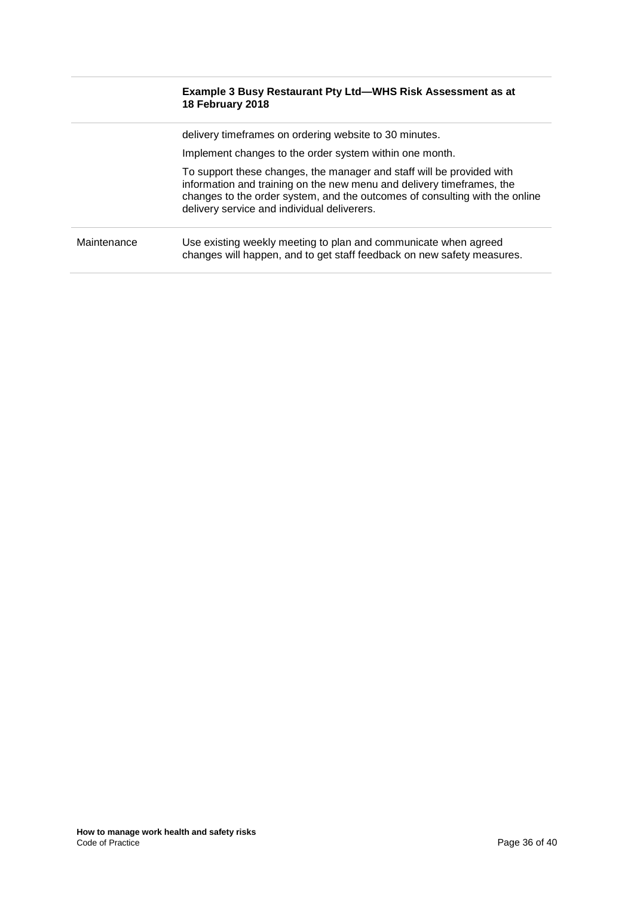| | Example 3 Busy Restaurant Pty Ltd—WHS Risk Assessment as at 18 February 2018 |
|---|---|
| | delivery timeframes on ordering website to 30 minutes.<br><br>Implement changes to the order system within one month.<br><br>To support these changes, the manager and staff will be provided with information and training on the new menu and delivery timeframes, the changes to the order system, and the outcomes of consulting with the online delivery service and individual deliverers. |
| Maintenance | Use existing weekly meeting to plan and communicate when agreed changes will happen, and to get staff feedback on new safety measures. |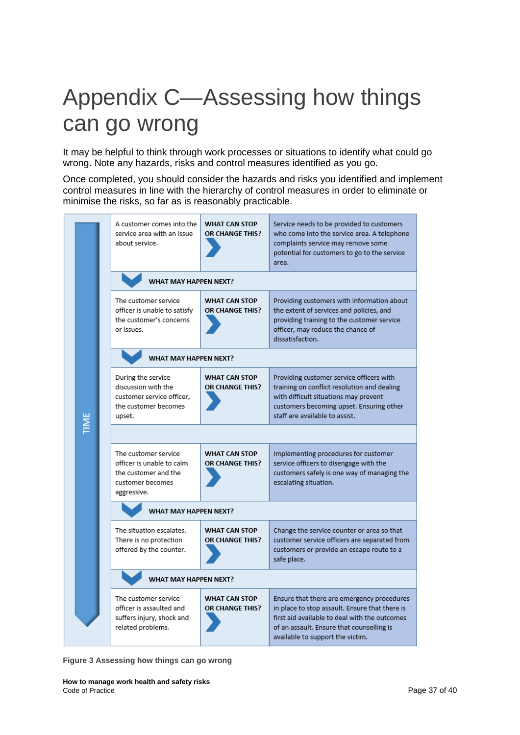# Appendix C—Assessing how things can go wrong

It may be helpful to think through work processes or situations to identify what could go wrong. Note any hazards, risks and control measures identified as you go.

Once completed, you should consider the hazards and risks you identified and implement control measures in line with the hierarchy of control measures in order to eliminate or minimise the risks, so far as is reasonably practicable.

| TIME | Situation | | Control |
|---|---|---|---|
| | A customer comes into the service area with an issue about service. | WHAT CAN STOP OR CHANGE THIS? | Service needs to be provided to customers who come into the service area. A telephone complaints service may remove some potential for customers to go to the service area. |
| | WHAT MAY HAPPEN NEXT? | | |
| | The customer service officer is unable to satisfy the customer's concerns or issues. | WHAT CAN STOP OR CHANGE THIS? | Providing customers with information about the extent of services and policies, and providing training to the customer service officer, may reduce the chance of dissatisfaction. |
| | WHAT MAY HAPPEN NEXT? | | |
| | During the service discussion with the customer service officer, the customer becomes upset. | WHAT CAN STOP OR CHANGE THIS? | Providing customer service officers with training on conflict resolution and dealing with difficult situations may prevent customers becoming upset. Ensuring other staff are available to assist. |
| | | | |
| | The customer service officer is unable to calm the customer and the customer becomes aggressive. | WHAT CAN STOP OR CHANGE THIS? | Implementing procedures for customer service officers to disengage with the customers safely is one way of managing the escalating situation. |
| | WHAT MAY HAPPEN NEXT? | | |
| | The situation escalates. There is no protection offered by the counter. | WHAT CAN STOP OR CHANGE THIS? | Change the service counter or area so that customer service officers are separated from customers or provide an escape route to a safe place. |
| | WHAT MAY HAPPEN NEXT? | | |
| | The customer service officer is assaulted and suffers injury, shock and related problems. | WHAT CAN STOP OR CHANGE THIS? | Ensure that there are emergency procedures in place to stop assault. Ensure that there is first aid available to deal with the outcomes of an assault. Ensure that counselling is available to support the victim. |

**Figure 3 Assessing how things can go wrong**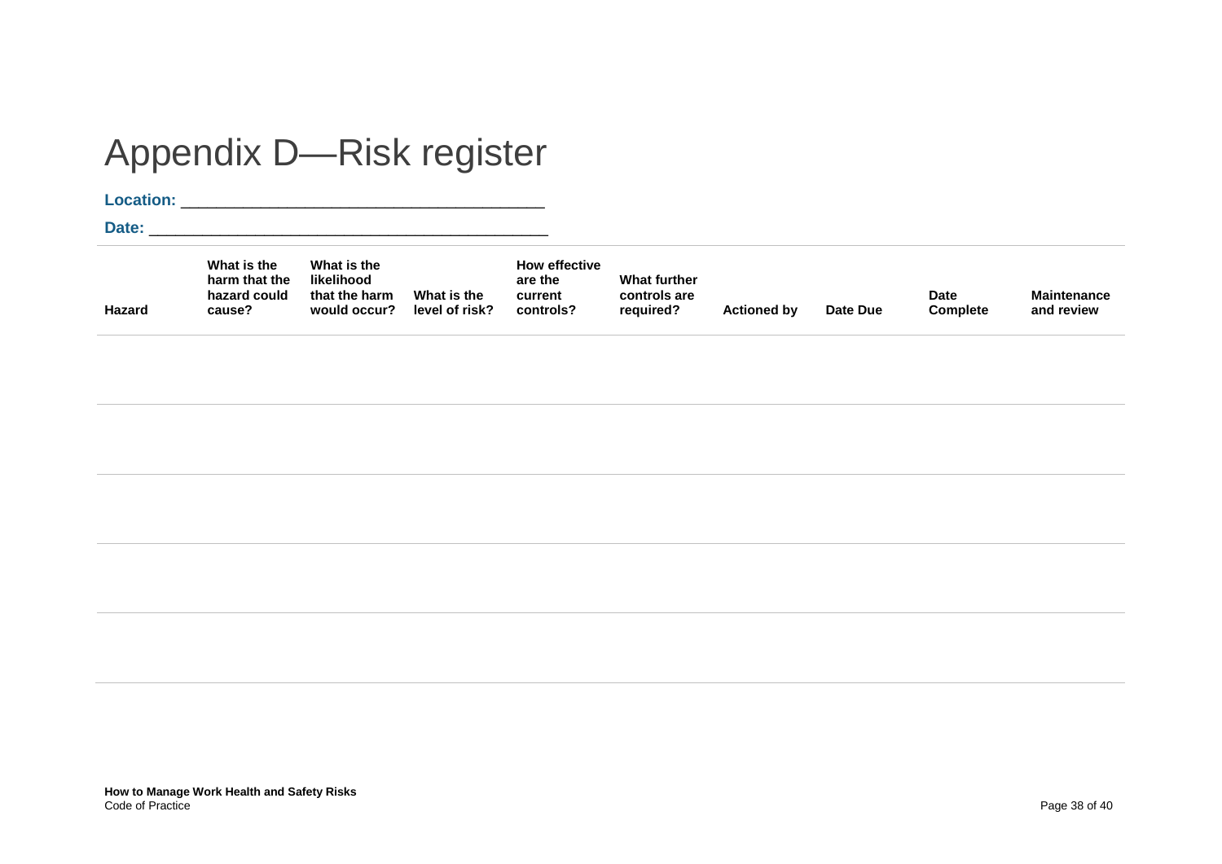# Appendix D—Risk register

**Location:** ________________________________________

**Date:** ____________________________________________

| Hazard | What is the harm that the hazard could cause? | What is the likelihood that the harm would occur? | What is the level of risk? | How effective are the current controls? | What further controls are required? | Actioned by | Date Due | Date Complete | Maintenance and review |
|---|---|---|---|---|---|---|---|---|---|
| | | | | | | | | | |
| | | | | | | | | | |
| | | | | | | | | | |
| | | | | | | | | | |
| | | | | | | | | | |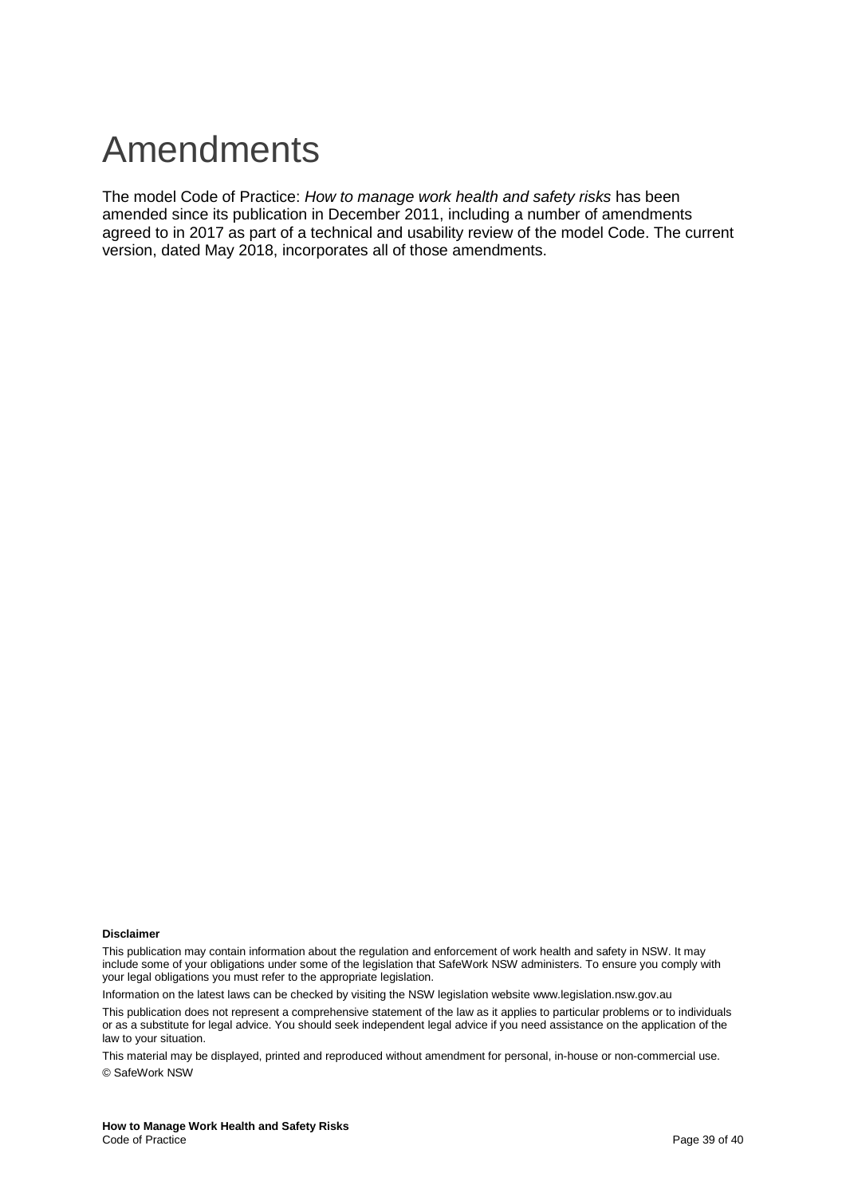# Amendments

The model Code of Practice: *How to manage work health and safety risks* has been amended since its publication in December 2011, including a number of amendments agreed to in 2017 as part of a technical and usability review of the model Code. The current version, dated May 2018, incorporates all of those amendments.

**Disclaimer**

This publication may contain information about the regulation and enforcement of work health and safety in NSW. It may include some of your obligations under some of the legislation that SafeWork NSW administers. To ensure you comply with your legal obligations you must refer to the appropriate legislation.

Information on the latest laws can be checked by visiting the NSW legislation website www.legislation.nsw.gov.au

This publication does not represent a comprehensive statement of the law as it applies to particular problems or to individuals or as a substitute for legal advice. You should seek independent legal advice if you need assistance on the application of the law to your situation.

This material may be displayed, printed and reproduced without amendment for personal, in-house or non-commercial use.

© SafeWork NSW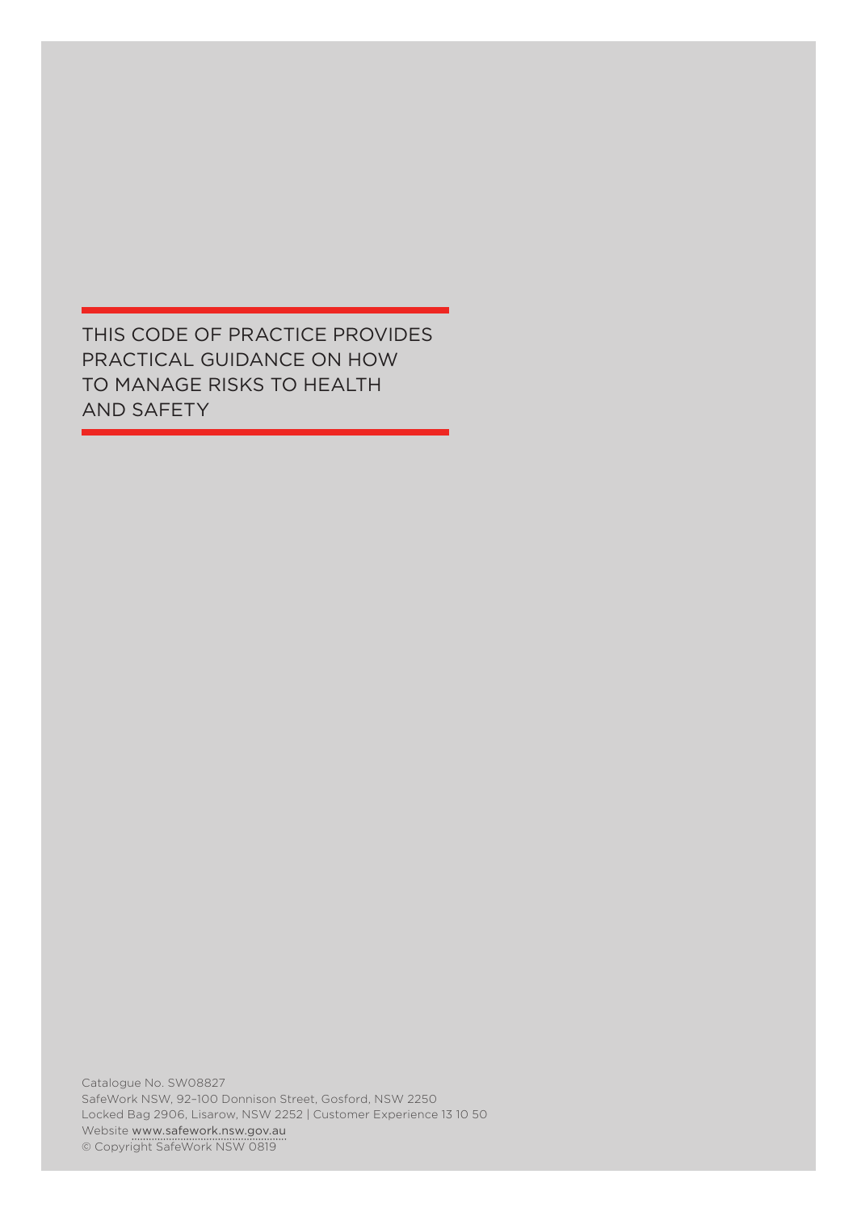THIS CODE OF PRACTICE PROVIDES PRACTICAL GUIDANCE ON HOW TO MANAGE RISKS TO HEALTH AND SAFETY

Catalogue No. SW08827
SafeWork NSW, 92–100 Donnison Street, Gosford, NSW 2250
Locked Bag 2906, Lisarow, NSW 2252 | Customer Experience 13 10 50
Website www.safework.nsw.gov.au
© Copyright SafeWork NSW 0819